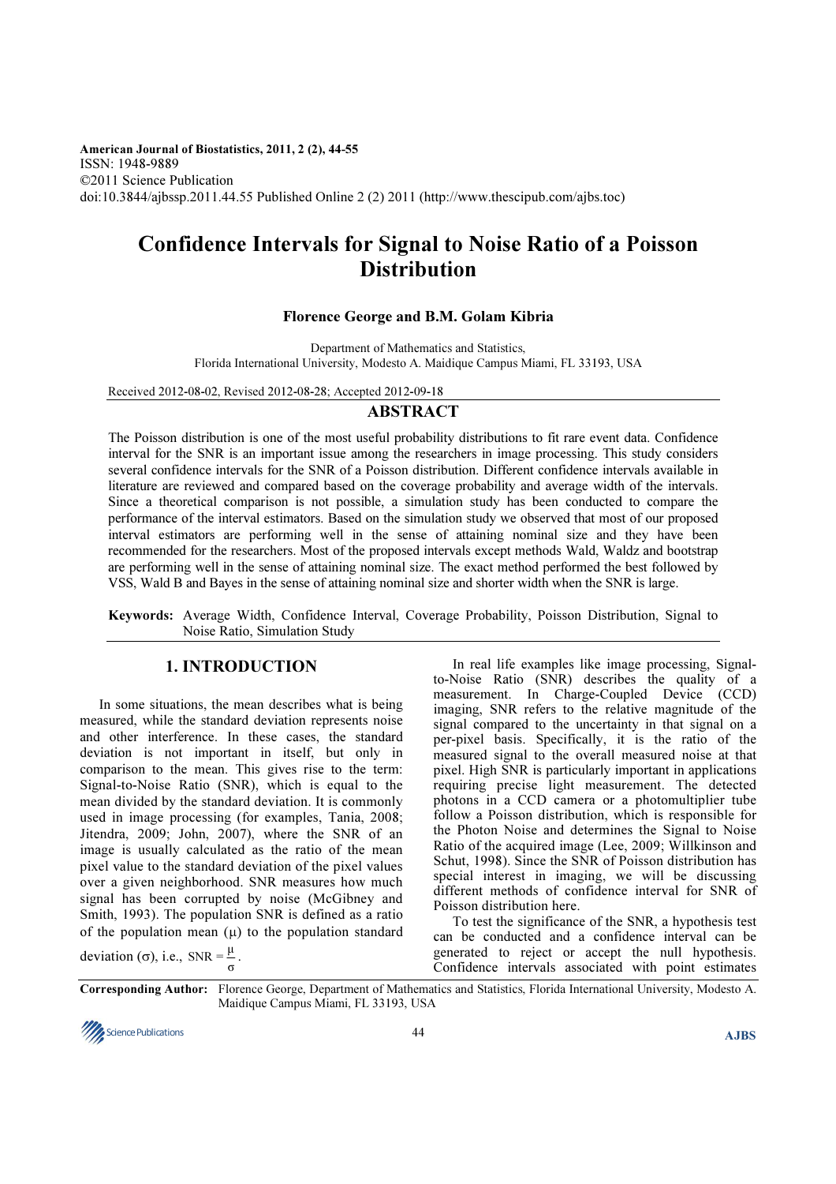American Journal of Biostatistics, 2011, 2 (2), 44-55
ISSN: 1948-9889
©2011 Science Publication
doi:10.3844/ajbssp.2011.44.55 Published Online 2 (2) 2011 (http://www.thescipub.com/ajbs.toc)

# Confidence Intervals for Signal to Noise Ratio of a Poisson Distribution

**Florence George and B.M. Golam Kibria**

Department of Mathematics and Statistics,
Florida International University, Modesto A. Maidique Campus Miami, FL 33193, USA

Received 2012-08-02, Revised 2012-08-28; Accepted 2012-09-18

## ABSTRACT

The Poisson distribution is one of the most useful probability distributions to fit rare event data. Confidence interval for the SNR is an important issue among the researchers in image processing. This study considers several confidence intervals for the SNR of a Poisson distribution. Different confidence intervals available in literature are reviewed and compared based on the coverage probability and average width of the intervals. Since a theoretical comparison is not possible, a simulation study has been conducted to compare the performance of the interval estimators. Based on the simulation study we observed that most of our proposed interval estimators are performing well in the sense of attaining nominal size and they have been recommended for the researchers. Most of the proposed intervals except methods Wald, Waldz and bootstrap are performing well in the sense of attaining nominal size. The exact method performed the best followed by VSS, Wald B and Bayes in the sense of attaining nominal size and shorter width when the SNR is large.

**Keywords:** Average Width, Confidence Interval, Coverage Probability, Poisson Distribution, Signal to Noise Ratio, Simulation Study

## 1. INTRODUCTION

In some situations, the mean describes what is being measured, while the standard deviation represents noise and other interference. In these cases, the standard deviation is not important in itself, but only in comparison to the mean. This gives rise to the term: Signal-to-Noise Ratio (SNR), which is equal to the mean divided by the standard deviation. It is commonly used in image processing (for examples, Tania, 2008; Jitendra, 2009; John, 2007), where the SNR of an image is usually calculated as the ratio of the mean pixel value to the standard deviation of the pixel values over a given neighborhood. SNR measures how much signal has been corrupted by noise (McGibney and Smith, 1993). The population SNR is defined as a ratio of the population mean ($\mu$) to the population standard deviation ($\sigma$), i.e., $\text{SNR} = \frac{\mu}{\sigma}$.

In real life examples like image processing, Signal-to-Noise Ratio (SNR) describes the quality of a measurement. In Charge-Coupled Device (CCD) imaging, SNR refers to the relative magnitude of the signal compared to the uncertainty in that signal on a per-pixel basis. Specifically, it is the ratio of the measured signal to the overall measured noise at that pixel. High SNR is particularly important in applications requiring precise light measurement. The detected photons in a CCD camera or a photomultiplier tube follow a Poisson distribution, which is responsible for the Photon Noise and determines the Signal to Noise Ratio of the acquired image (Lee, 2009; Willkinson and Schut, 1998). Since the SNR of Poisson distribution has special interest in imaging, we will be discussing different methods of confidence interval for SNR of Poisson distribution here.

To test the significance of the SNR, a hypothesis test can be conducted and a confidence interval can be generated to reject or accept the null hypothesis. Confidence intervals associated with point estimates

**Corresponding Author:** Florence George, Department of Mathematics and Statistics, Florida International University, Modesto A. Maidique Campus Miami, FL 33193, USA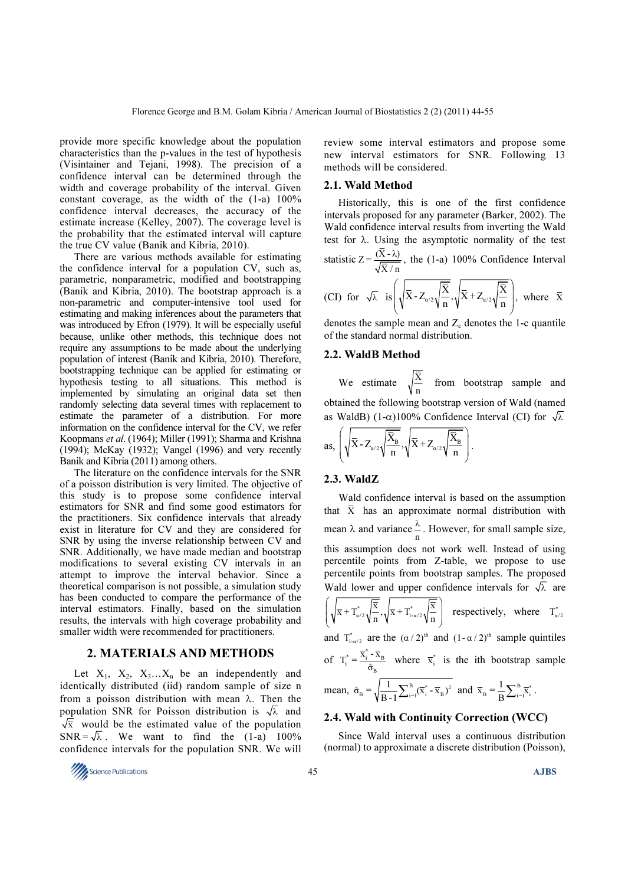provide more specific knowledge about the population characteristics than the p-values in the test of hypothesis (Visintainer and Tejani, 1998). The precision of a confidence interval can be determined through the width and coverage probability of the interval. Given constant coverage, as the width of the (1-a) 100% confidence interval decreases, the accuracy of the estimate increase (Kelley, 2007). The coverage level is the probability that the estimated interval will capture the true CV value (Banik and Kibria, 2010).

There are various methods available for estimating the confidence interval for a population CV, such as, parametric, nonparametric, modified and bootstrapping (Banik and Kibria, 2010). The bootstrap approach is a non-parametric and computer-intensive tool used for estimating and making inferences about the parameters that was introduced by Efron (1979). It will be especially useful because, unlike other methods, this technique does not require any assumptions to be made about the underlying population of interest (Banik and Kibria, 2010). Therefore, bootstrapping technique can be applied for estimating or hypothesis testing to all situations. This method is implemented by simulating an original data set then randomly selecting data several times with replacement to estimate the parameter of a distribution. For more information on the confidence interval for the CV, we refer Koopmans *et al*. (1964); Miller (1991); Sharma and Krishna (1994); McKay (1932); Vangel (1996) and very recently Banik and Kibria (2011) among others.

The literature on the confidence intervals for the SNR of a poisson distribution is very limited. The objective of this study is to propose some confidence interval estimators for SNR and find some good estimators for the practitioners. Six confidence intervals that already exist in literature for CV and they are considered for SNR by using the inverse relationship between CV and SNR. Additionally, we have made median and bootstrap modifications to several existing CV intervals in an attempt to improve the interval behavior. Since a theoretical comparison is not possible, a simulation study has been conducted to compare the performance of the interval estimators. Finally, based on the simulation results, the intervals with high coverage probability and smaller width were recommended for practitioners.

## 2. MATERIALS AND METHODS

Let $X_1$, $X_2$, $X_3 \ldots X_n$ be an independently and identically distributed (iid) random sample of size n from a poisson distribution with mean $\lambda$. Then the population SNR for Poisson distribution is $\sqrt{\lambda}$ and $\sqrt{\bar{x}}$ would be the estimated value of the population $\text{SNR} = \sqrt{\lambda}$. We want to find the (1-a) 100% confidence intervals for the population SNR. We will review some interval estimators and propose some new interval estimators for SNR. Following 13 methods will be considered.

### 2.1. Wald Method

Historically, this is one of the first confidence intervals proposed for any parameter (Barker, 2002). The Wald confidence interval results from inverting the Wald test for $\lambda$. Using the asymptotic normality of the test statistic $Z = \frac{(\bar{X} - \lambda)}{\sqrt{\bar{X}/n}}$, the (1-a) 100% Confidence Interval (CI) for $\sqrt{\lambda}$ is $\left(\sqrt{\bar{X} - Z_{\alpha/2}\sqrt{\frac{\bar{X}}{n}}}, \sqrt{\bar{X} + Z_{\alpha/2}\sqrt{\frac{\bar{X}}{n}}}\right)$, where $\bar{X}$ denotes the sample mean and $Z_c$ denotes the 1-c quantile of the standard normal distribution.

### 2.2. WaldB Method

We estimate $\sqrt{\frac{\bar{X}}{n}}$ from bootstrap sample and obtained the following bootstrap version of Wald (named as WaldB) (1-$\alpha$)100% Confidence Interval (CI) for $\sqrt{\lambda}$ as, $\left(\sqrt{\bar{X} - Z_{\alpha/2}\sqrt{\frac{\bar{X}_B}{n}}}, \sqrt{\bar{X} + Z_{\alpha/2}\sqrt{\frac{\bar{X}_B}{n}}}\right)$.

### 2.3. WaldZ

Wald confidence interval is based on the assumption that $\bar{X}$ has an approximate normal distribution with mean $\lambda$ and variance $\frac{\lambda}{n}$. However, for small sample size, this assumption does not work well. Instead of using percentile points from Z-table, we propose to use percentile points from bootstrap samples. The proposed Wald lower and upper confidence intervals for $\sqrt{\lambda}$ are $\left(\sqrt{\bar{x} + T^*_{\alpha/2}\sqrt{\frac{\bar{x}}{n}}}, \sqrt{\bar{x} + T^*_{1-\alpha/2}\sqrt{\frac{\bar{x}}{n}}}\right)$ respectively, where $T^*_{\alpha/2}$ and $T^*_{1-\alpha/2}$ are the $(\alpha/2)^{th}$ and $(1-\alpha/2)^{th}$ sample quintiles of $T^*_i = \frac{\bar{x}^*_i - \bar{x}_B}{\hat{\sigma}_B}$ where $\bar{x}^*_i$ is the ith bootstrap sample mean, $\hat{\sigma}_B = \sqrt{\frac{1}{B-1}\sum_{i=1}^{B}(\bar{x}^*_i - \bar{x}_B)^2}$ and $\bar{x}_B = \frac{1}{B}\sum_{i=1}^{B}\bar{x}^*_i$.

### 2.4. Wald with Continuity Correction (WCC)

Since Wald interval uses a continuous distribution (normal) to approximate a discrete distribution (Poisson),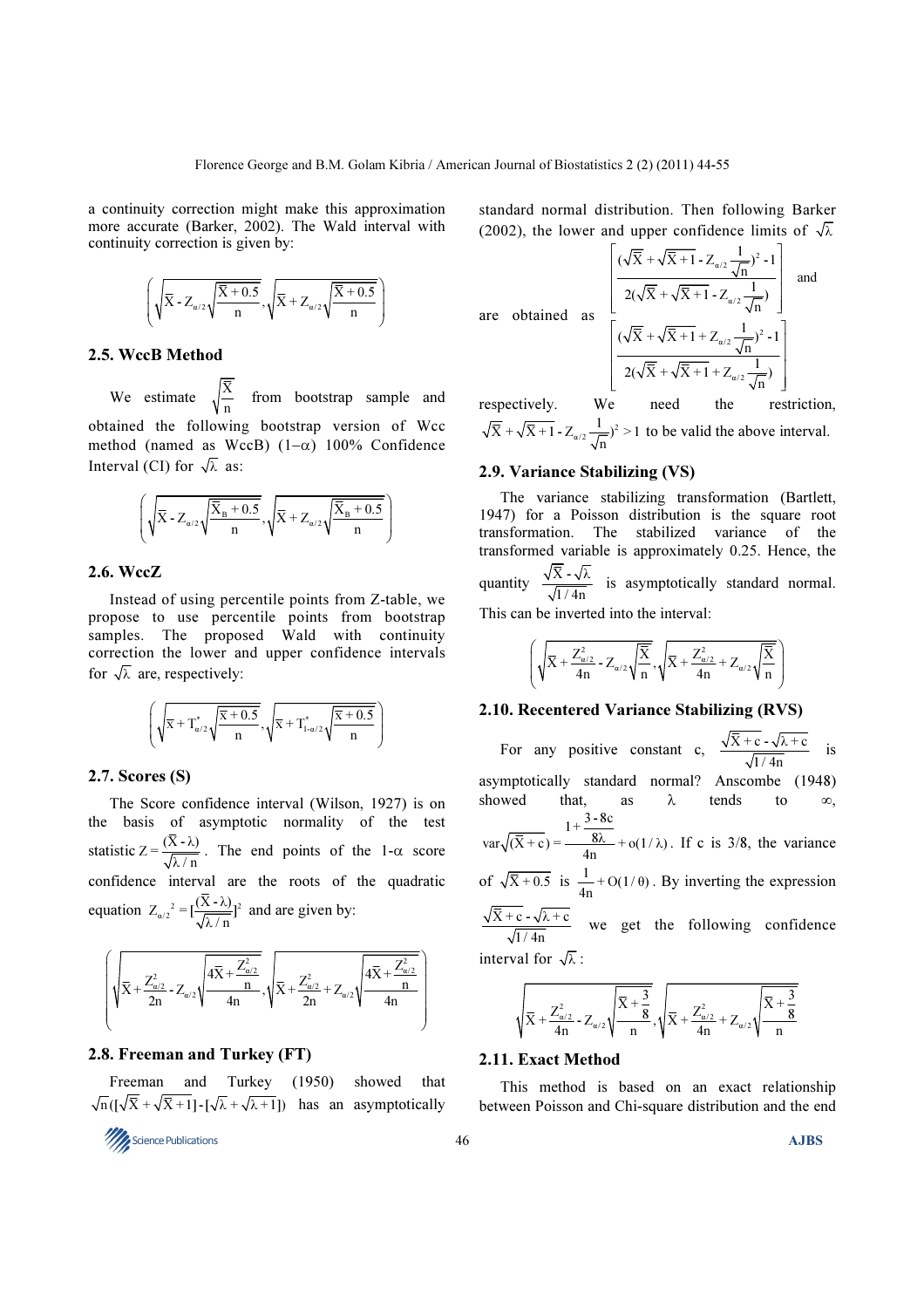a continuity correction might make this approximation more accurate (Barker, 2002). The Wald interval with continuity correction is given by:

$$\left(\sqrt{\bar{X} - Z_{\alpha/2}\sqrt{\frac{\bar{X}+0.5}{n}}}, \sqrt{\bar{X} + Z_{\alpha/2}\sqrt{\frac{\bar{X}+0.5}{n}}}\right)$$

## 2.5. WccB Method

We estimate $\sqrt{\frac{\bar{X}}{n}}$ from bootstrap sample and obtained the following bootstrap version of Wcc method (named as WccB) $(1-\alpha)$ 100% Confidence Interval (CI) for $\sqrt{\lambda}$ as:

$$\left(\sqrt{\bar{X} - Z_{\alpha/2}\sqrt{\frac{\bar{X}_B+0.5}{n}}}, \sqrt{\bar{X} + Z_{\alpha/2}\sqrt{\frac{\bar{X}_B+0.5}{n}}}\right)$$

## 2.6. WccZ

Instead of using percentile points from Z-table, we propose to use percentile points from bootstrap samples. The proposed Wald with continuity correction the lower and upper confidence intervals for $\sqrt{\lambda}$ are, respectively:

$$\left(\sqrt{\bar{x} + T^*_{\alpha/2}\sqrt{\frac{\bar{x}+0.5}{n}}}, \sqrt{\bar{x} + T^*_{1-\alpha/2}\sqrt{\frac{\bar{x}+0.5}{n}}}\right)$$

## 2.7. Scores (S)

The Score confidence interval (Wilson, 1927) is on the basis of asymptotic normality of the test statistic $Z = \frac{(\bar{X}-\lambda)}{\sqrt{\lambda/n}}$. The end points of the 1-$\alpha$ score confidence interval are the roots of the quadratic equation $Z_{\alpha/2}{}^2 = [\frac{(\bar{X}-\lambda)}{\sqrt{\lambda/n}}]^2$ and are given by:

$$\left(\sqrt{\bar{X} + \frac{Z^2_{\alpha/2}}{2n} - Z_{\alpha/2}\sqrt{\frac{4\bar{X}+\frac{Z^2_{\alpha/2}}{n}}{4n}}}, \sqrt{\bar{X} + \frac{Z^2_{\alpha/2}}{2n} + Z_{\alpha/2}\sqrt{\frac{4\bar{X}+\frac{Z^2_{\alpha/2}}{n}}{4n}}}\right)$$

## 2.8. Freeman and Turkey (FT)

Freeman and Turkey (1950) showed that $\sqrt{n}([\sqrt{\bar{X}} + \sqrt{\bar{X}+1}] - [\sqrt{\lambda} + \sqrt{\lambda+1}])$ has an asymptotically standard normal distribution. Then following Barker (2002), the lower and upper confidence limits of $\sqrt{\lambda}$ are obtained as $\left[\frac{(\sqrt{\bar{X}} + \sqrt{\bar{X}+1} - Z_{\alpha/2}\frac{1}{\sqrt{n}})^2 - 1}{2(\sqrt{\bar{X}} + \sqrt{\bar{X}+1} - Z_{\alpha/2}\frac{1}{\sqrt{n}})}\right]$ and $\left[\frac{(\sqrt{\bar{X}} + \sqrt{\bar{X}+1} + Z_{\alpha/2}\frac{1}{\sqrt{n}})^2 - 1}{2(\sqrt{\bar{X}} + \sqrt{\bar{X}+1} + Z_{\alpha/2}\frac{1}{\sqrt{n}})}\right]$ respectively. We need the restriction, $\sqrt{\bar{X}} + \sqrt{\bar{X}+1} - Z_{\alpha/2}\frac{1}{\sqrt{n}})^2 > 1$ to be valid the above interval.

## 2.9. Variance Stabilizing (VS)

The variance stabilizing transformation (Bartlett, 1947) for a Poisson distribution is the square root transformation. The stabilized variance of the transformed variable is approximately 0.25. Hence, the quantity $\frac{\sqrt{\bar{X}} - \sqrt{\lambda}}{\sqrt{1/4n}}$ is asymptotically standard normal. This can be inverted into the interval:

$$\left(\sqrt{\bar{X} + \frac{Z^2_{\alpha/2}}{4n} - Z_{\alpha/2}\sqrt{\frac{\bar{X}}{n}}}, \sqrt{\bar{X} + \frac{Z^2_{\alpha/2}}{4n} + Z_{\alpha/2}\sqrt{\frac{\bar{X}}{n}}}\right)$$

## 2.10. Recentered Variance Stabilizing (RVS)

For any positive constant c, $\frac{\sqrt{\bar{X}+c} - \sqrt{\lambda+c}}{\sqrt{1/4n}}$ is asymptotically standard normal? Anscombe (1948) showed that, as $\lambda$ tends to $\infty$, $\text{var}\sqrt{(\bar{X}+c)} = \frac{1+\frac{3-8c}{8\lambda}}{4n} + o(1/\lambda)$. If c is 3/8, the variance of $\sqrt{\bar{X}+0.5}$ is $\frac{1}{4n} + O(1/\theta)$. By inverting the expression $\frac{\sqrt{\bar{X}+c} - \sqrt{\lambda+c}}{\sqrt{1/4n}}$ we get the following confidence interval for $\sqrt{\lambda}$:

$$\sqrt{\bar{X} + \frac{Z^2_{\alpha/2}}{4n} - Z_{\alpha/2}\sqrt{\frac{\bar{X}+\frac{3}{8}}{n}}}, \sqrt{\bar{X} + \frac{Z^2_{\alpha/2}}{4n} + Z_{\alpha/2}\sqrt{\frac{\bar{X}+\frac{3}{8}}{n}}}$$

## 2.11. Exact Method

This method is based on an exact relationship between Poisson and Chi-square distribution and the end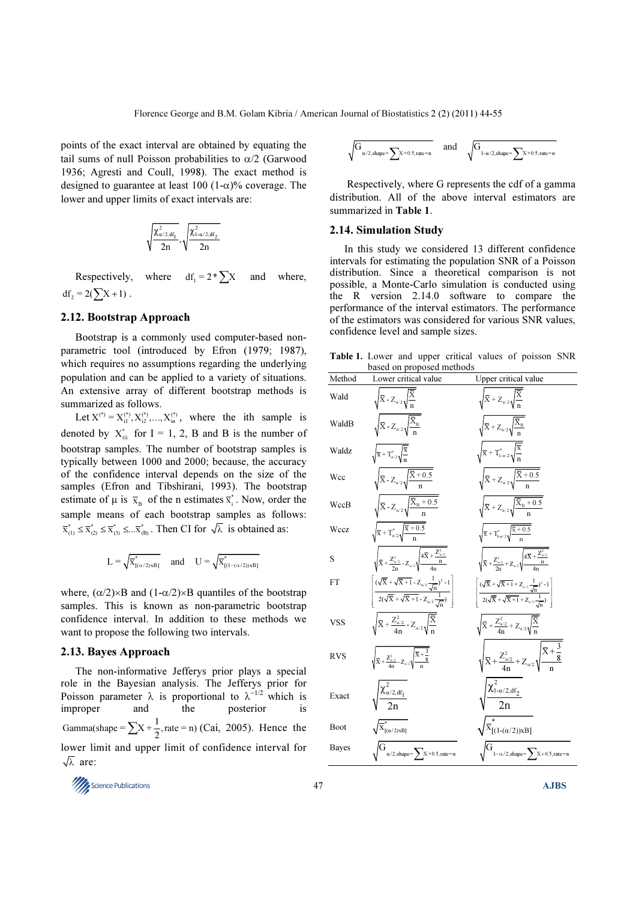points of the exact interval are obtained by equating the tail sums of null Poisson probabilities to $\alpha/2$ (Garwood 1936; Agresti and Coull, 1998). The exact method is designed to guarantee at least 100 $(1-\alpha)$% coverage. The lower and upper limits of exact intervals are:

$$\sqrt{\frac{\chi^2_{\alpha/2,df_1}}{2n}}, \sqrt{\frac{\chi^2_{1-\alpha/2,df_2}}{2n}}$$

Respectively, where $df_1 = 2 * \sum X$ and where, $df_2 = 2(\sum X + 1)$.

## 2.12. Bootstrap Approach

Bootstrap is a commonly used computer-based non-parametric tool (introduced by Efron (1979; 1987), which requires no assumptions regarding the underlying population and can be applied to a variety of situations. An extensive array of different bootstrap methods is summarized as follows.

Let $X^{(*)} = X^{(*)}_{i1}, X^{(*)}_{i2}, \ldots, X^{(*)}_{in}$, where the ith sample is denoted by $X^*_{(i)}$ for I = 1, 2, B and B is the number of bootstrap samples. The number of bootstrap samples is typically between 1000 and 2000; because, the accuracy of the confidence interval depends on the size of the samples (Efron and Tibshirani, 1993). The bootstrap estimate of $\mu$ is $\bar{x}_B$ of the n estimates $\bar{x}^*_i$. Now, order the sample means of each bootstrap samples as follows: $\bar{x}^*_{(1)} \le \bar{x}^*_{(2)} \le \bar{x}^*_{(3)} \le \ldots \bar{x}^*_{(B)}$. Then CI for $\sqrt{\lambda}$ is obtained as:

$$L = \sqrt{\bar{x}^*_{[(\alpha/2)\times B]}} \quad \text{and} \quad U = \sqrt{\bar{x}^*_{[(1-(\alpha/2))\times B]}}$$

where, $(\alpha/2)\times B$ and $(1-\alpha/2)\times B$ quantiles of the bootstrap samples. This is known as non-parametric bootstrap confidence interval. In addition to these methods we want to propose the following two intervals.

## 2.13. Bayes Approach

The non-informative Jefferys prior plays a special role in the Bayesian analysis. The Jefferys prior for Poisson parameter $\lambda$ is proportional to $\lambda^{-1/2}$ which is improper and the posterior is $\text{Gamma}(\text{shape} = \sum X + \frac{1}{2}, \text{rate} = n)$ (Cai, 2005). Hence the lower limit and upper limit of confidence interval for $\sqrt{\lambda}$ are:

$$\sqrt{G_{\alpha/2,\text{shape}=\sum X+0.5,\text{rate}=n}} \quad \text{and} \quad \sqrt{G_{1-\alpha/2,\text{shape}=\sum X+0.5,\text{rate}=n}}$$

Respectively, where G represents the cdf of a gamma distribution. All of the above interval estimators are summarized in **Table 1**.

## 2.14. Simulation Study

In this study we considered 13 different confidence intervals for estimating the population SNR of a Poisson distribution. Since a theoretical comparison is not possible, a Monte-Carlo simulation is conducted using the R version 2.14.0 software to compare the performance of the interval estimators. The performance of the estimators was considered for various SNR values, confidence level and sample sizes.

**Table 1.** Lower and upper critical values of poisson SNR based on proposed methods

| Method | Lower critical value | Upper critical value |
|---|---|---|
| Wald | $\sqrt{\bar{X} - Z_{\alpha/2}\sqrt{\frac{\bar{X}}{n}}}$ | $\sqrt{\bar{X} + Z_{\alpha/2}\sqrt{\frac{\bar{X}}{n}}}$ |
| WaldB | $\sqrt{\bar{X} - Z_{\alpha/2}\sqrt{\frac{\bar{X}_B}{n}}}$ | $\sqrt{\bar{X} + Z_{\alpha/2}\sqrt{\frac{\bar{X}_B}{n}}}$ |
| Waldz | $\sqrt{\bar{x} + T^*_{\alpha/2}\sqrt{\frac{\bar{x}}{n}}}$ | $\sqrt{\bar{x} + T^*_{1-\alpha/2}\sqrt{\frac{\bar{x}}{n}}}$ |
| Wcc | $\sqrt{\bar{X} - Z_{\alpha/2}\sqrt{\frac{\bar{X}+0.5}{n}}}$ | $\sqrt{\bar{X} + Z_{\alpha/2}\sqrt{\frac{\bar{X}+0.5}{n}}}$ |
| WccB | $\sqrt{\bar{X} - Z_{\alpha/2}\sqrt{\frac{\bar{X}_B+0.5}{n}}}$ | $\sqrt{\bar{X} + Z_{\alpha/2}\sqrt{\frac{\bar{X}_B+0.5}{n}}}$ |
| Wccz | $\sqrt{\bar{x} + T^*_{\alpha/2}\sqrt{\frac{\bar{x}+0.5}{n}}}$ | $\sqrt{\bar{x} + T^*_{1-\alpha/2}\sqrt{\frac{\bar{x}+0.5}{n}}}$ |
| S | $\sqrt{\bar{X} + \frac{Z^2_{\alpha/2}}{2n} - Z_{\alpha/2}\sqrt{\frac{4\bar{X}+\frac{Z^2_{\alpha/2}}{n}}{4n}}}$ | $\sqrt{\bar{X} + \frac{Z^2_{\alpha/2}}{2n} + Z_{\alpha/2}\sqrt{\frac{4\bar{X}+\frac{Z^2_{\alpha/2}}{n}}{4n}}}$ |
| FT | $\left[\frac{(\sqrt{\bar{X}} + \sqrt{\bar{X}+1} - Z_{\alpha/2}\frac{1}{\sqrt{n}})^2 - 1}{2(\sqrt{\bar{X}} + \sqrt{\bar{X}+1} - Z_{\alpha/2}\frac{1}{\sqrt{n}})}\right]$ | $\left[\frac{(\sqrt{\bar{X}} + \sqrt{\bar{X}+1} + Z_{\alpha/2}\frac{1}{\sqrt{n}})^2 - 1}{2(\sqrt{\bar{X}} + \sqrt{\bar{X}+1} + Z_{\alpha/2}\frac{1}{\sqrt{n}})}\right]$ |
| VSS | $\sqrt{\bar{X} + \frac{Z^2_{\alpha/2}}{4n} - Z_{\alpha/2}\sqrt{\frac{\bar{X}}{n}}}$ | $\sqrt{\bar{X} + \frac{Z^2_{\alpha/2}}{4n} + Z_{\alpha/2}\sqrt{\frac{\bar{X}}{n}}}$ |
| RVS | $\sqrt{\bar{x} + \frac{Z^2_{\alpha/2}}{4n} - Z_{\alpha/2}\sqrt{\frac{\bar{x}+\frac{3}{8}}{n}}}$ | $\sqrt{\bar{X} + \frac{Z^2_{\alpha/2}}{4n} + Z_{\alpha/2}\sqrt{\frac{\bar{X}+\frac{3}{8}}{n}}}$ |
| Exact | $\sqrt{\frac{\chi^2_{\alpha/2,df_1}}{2n}}$ | $\sqrt{\frac{\chi^2_{1-\alpha/2,df_2}}{2n}}$ |
| Boot | $\sqrt{\bar{x}^*_{[(\alpha/2)\times B]}}$ | $\sqrt{\bar{x}^*_{[(1-(\alpha/2))\times B]}}$ |
| Bayes | $\sqrt{G_{\alpha/2,\text{shape}=\sum X+0.5,\text{rate}=n}}$ | $\sqrt{G_{1-\alpha/2,\text{shape}=\sum X+0.5,\text{rate}=n}}$ |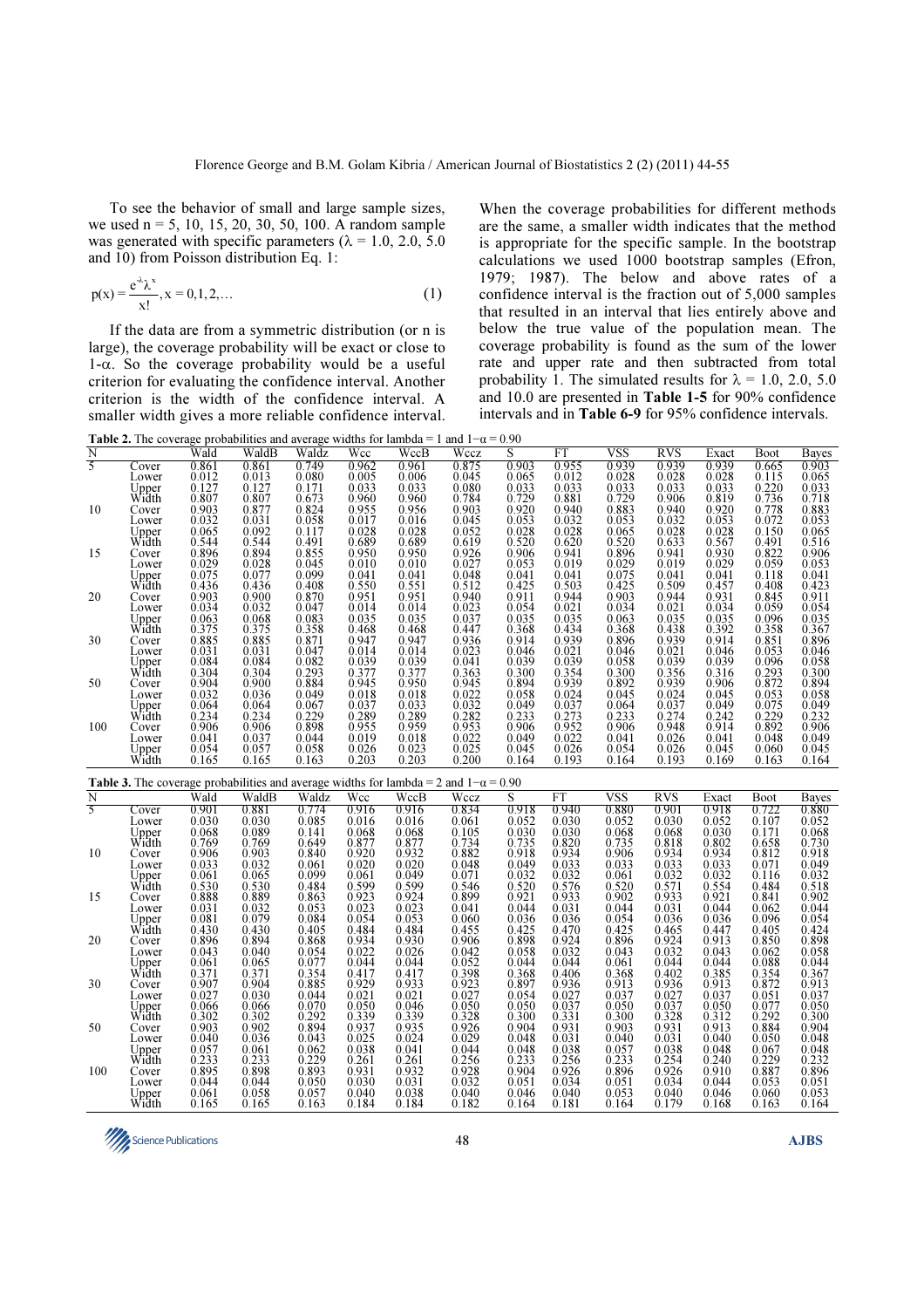To see the behavior of small and large sample sizes, we used n = 5, 10, 15, 20, 30, 50, 100. A random sample was generated with specific parameters ($\lambda$ = 1.0, 2.0, 5.0 and 10) from Poisson distribution Eq. 1:

$$p(x) = \frac{e^{-\lambda}\lambda^{x}}{x!}, x = 0,1,2,... \quad (1)$$

If the data are from a symmetric distribution (or n is large), the coverage probability will be exact or close to 1-$\alpha$. So the coverage probability would be a useful criterion for evaluating the confidence interval. Another criterion is the width of the confidence interval. A smaller width gives a more reliable confidence interval. When the coverage probabilities for different methods are the same, a smaller width indicates that the method is appropriate for the specific sample. In the bootstrap calculations we used 1000 bootstrap samples (Efron, 1979; 1987). The below and above rates of a confidence interval is the fraction out of 5,000 samples that resulted in an interval that lies entirely above and below the true value of the population mean. The coverage probability is found as the sum of the lower rate and upper rate and then subtracted from total probability 1. The simulated results for $\lambda$ = 1.0, 2.0, 5.0 and 10.0 are presented in **Table 1-5** for 90% confidence intervals and in **Table 6-9** for 95% confidence intervals.

**Table 2.** The coverage probabilities and average widths for lambda = 1 and $1-\alpha = 0.90$

| N | | Wald | WaldB | Waldz | Wcc | WccB | Wccz | S | FT | VSS | RVS | Exact | Boot | Bayes |
|---|---|---|---|---|---|---|---|---|---|---|---|---|---|---|
| 5 | Cover | 0.861 | 0.861 | 0.749 | 0.962 | 0.961 | 0.875 | 0.903 | 0.955 | 0.939 | 0.939 | 0.939 | 0.665 | 0.903 |
| | Lower | 0.012 | 0.013 | 0.080 | 0.005 | 0.006 | 0.045 | 0.065 | 0.012 | 0.028 | 0.028 | 0.028 | 0.115 | 0.065 |
| | Upper | 0.127 | 0.127 | 0.171 | 0.033 | 0.033 | 0.080 | 0.033 | 0.033 | 0.033 | 0.033 | 0.033 | 0.220 | 0.033 |
| | Width | 0.807 | 0.807 | 0.673 | 0.960 | 0.960 | 0.784 | 0.729 | 0.881 | 0.729 | 0.906 | 0.819 | 0.736 | 0.718 |
| 10 | Cover | 0.903 | 0.877 | 0.824 | 0.955 | 0.956 | 0.903 | 0.920 | 0.940 | 0.883 | 0.940 | 0.920 | 0.778 | 0.883 |
| | Lower | 0.032 | 0.031 | 0.058 | 0.017 | 0.016 | 0.045 | 0.053 | 0.032 | 0.053 | 0.032 | 0.053 | 0.072 | 0.053 |
| | Upper | 0.065 | 0.092 | 0.117 | 0.028 | 0.028 | 0.052 | 0.028 | 0.028 | 0.065 | 0.028 | 0.028 | 0.150 | 0.065 |
| | Width | 0.544 | 0.544 | 0.491 | 0.689 | 0.689 | 0.619 | 0.520 | 0.620 | 0.520 | 0.633 | 0.567 | 0.491 | 0.516 |
| 15 | Cover | 0.896 | 0.894 | 0.855 | 0.950 | 0.950 | 0.926 | 0.906 | 0.941 | 0.896 | 0.941 | 0.930 | 0.822 | 0.906 |
| | Lower | 0.029 | 0.028 | 0.045 | 0.010 | 0.010 | 0.027 | 0.053 | 0.019 | 0.029 | 0.019 | 0.029 | 0.059 | 0.053 |
| | Upper | 0.075 | 0.077 | 0.099 | 0.041 | 0.041 | 0.048 | 0.041 | 0.041 | 0.075 | 0.041 | 0.041 | 0.118 | 0.041 |
| | Width | 0.436 | 0.436 | 0.408 | 0.550 | 0.551 | 0.512 | 0.425 | 0.503 | 0.425 | 0.509 | 0.457 | 0.408 | 0.423 |
| 20 | Cover | 0.903 | 0.900 | 0.870 | 0.951 | 0.951 | 0.940 | 0.911 | 0.944 | 0.903 | 0.944 | 0.931 | 0.845 | 0.911 |
| | Lower | 0.034 | 0.032 | 0.047 | 0.014 | 0.014 | 0.023 | 0.054 | 0.021 | 0.034 | 0.021 | 0.034 | 0.059 | 0.054 |
| | Upper | 0.063 | 0.068 | 0.083 | 0.035 | 0.035 | 0.037 | 0.035 | 0.035 | 0.063 | 0.035 | 0.035 | 0.096 | 0.035 |
| | Width | 0.375 | 0.375 | 0.358 | 0.468 | 0.468 | 0.447 | 0.368 | 0.434 | 0.368 | 0.438 | 0.392 | 0.358 | 0.367 |
| 30 | Cover | 0.885 | 0.885 | 0.871 | 0.947 | 0.947 | 0.936 | 0.914 | 0.939 | 0.896 | 0.939 | 0.914 | 0.851 | 0.896 |
| | Lower | 0.031 | 0.031 | 0.047 | 0.014 | 0.014 | 0.023 | 0.046 | 0.021 | 0.046 | 0.021 | 0.046 | 0.053 | 0.046 |
| | Upper | 0.084 | 0.084 | 0.082 | 0.039 | 0.039 | 0.041 | 0.039 | 0.039 | 0.058 | 0.039 | 0.039 | 0.096 | 0.058 |
| | Width | 0.304 | 0.304 | 0.293 | 0.377 | 0.377 | 0.363 | 0.300 | 0.354 | 0.300 | 0.356 | 0.316 | 0.293 | 0.300 |
| 50 | Cover | 0.904 | 0.900 | 0.884 | 0.945 | 0.950 | 0.945 | 0.894 | 0.939 | 0.892 | 0.939 | 0.906 | 0.872 | 0.894 |
| | Lower | 0.032 | 0.036 | 0.049 | 0.018 | 0.018 | 0.022 | 0.058 | 0.024 | 0.045 | 0.024 | 0.045 | 0.053 | 0.058 |
| | Upper | 0.064 | 0.064 | 0.067 | 0.037 | 0.033 | 0.032 | 0.049 | 0.037 | 0.064 | 0.037 | 0.049 | 0.075 | 0.049 |
| | Width | 0.234 | 0.234 | 0.229 | 0.289 | 0.289 | 0.282 | 0.233 | 0.273 | 0.233 | 0.274 | 0.242 | 0.229 | 0.232 |
| 100 | Cover | 0.906 | 0.906 | 0.898 | 0.955 | 0.959 | 0.953 | 0.906 | 0.952 | 0.906 | 0.948 | 0.914 | 0.892 | 0.906 |
| | Lower | 0.041 | 0.037 | 0.044 | 0.019 | 0.018 | 0.022 | 0.049 | 0.022 | 0.041 | 0.026 | 0.041 | 0.048 | 0.049 |
| | Upper | 0.054 | 0.057 | 0.058 | 0.026 | 0.023 | 0.025 | 0.045 | 0.026 | 0.054 | 0.026 | 0.045 | 0.060 | 0.045 |
| | Width | 0.165 | 0.165 | 0.163 | 0.203 | 0.203 | 0.200 | 0.164 | 0.193 | 0.164 | 0.193 | 0.169 | 0.163 | 0.164 |

**Table 3.** The coverage probabilities and average widths for lambda = 2 and $1-\alpha = 0.90$

| N | | Wald | WaldB | Waldz | Wcc | WccB | Wccz | S | FT | VSS | RVS | Exact | Boot | Bayes |
|---|---|---|---|---|---|---|---|---|---|---|---|---|---|---|
| 5 | Cover | 0.901 | 0.881 | 0.774 | 0.916 | 0.916 | 0.834 | 0.918 | 0.940 | 0.880 | 0.901 | 0.918 | 0.722 | 0.880 |
| | Lower | 0.030 | 0.030 | 0.085 | 0.016 | 0.016 | 0.061 | 0.052 | 0.030 | 0.052 | 0.030 | 0.052 | 0.107 | 0.052 |
| | Upper | 0.068 | 0.089 | 0.141 | 0.068 | 0.068 | 0.105 | 0.030 | 0.030 | 0.068 | 0.068 | 0.030 | 0.171 | 0.068 |
| | Width | 0.769 | 0.769 | 0.649 | 0.877 | 0.877 | 0.734 | 0.735 | 0.820 | 0.735 | 0.818 | 0.802 | 0.658 | 0.730 |
| 10 | Cover | 0.906 | 0.903 | 0.840 | 0.920 | 0.932 | 0.882 | 0.918 | 0.934 | 0.906 | 0.934 | 0.934 | 0.812 | 0.918 |
| | Lower | 0.033 | 0.032 | 0.061 | 0.020 | 0.020 | 0.048 | 0.049 | 0.033 | 0.033 | 0.033 | 0.033 | 0.071 | 0.049 |
| | Upper | 0.061 | 0.065 | 0.099 | 0.061 | 0.049 | 0.071 | 0.032 | 0.032 | 0.061 | 0.032 | 0.032 | 0.116 | 0.032 |
| | Width | 0.530 | 0.530 | 0.484 | 0.599 | 0.599 | 0.546 | 0.520 | 0.576 | 0.520 | 0.571 | 0.554 | 0.484 | 0.518 |
| 15 | Cover | 0.888 | 0.889 | 0.863 | 0.923 | 0.924 | 0.899 | 0.921 | 0.933 | 0.902 | 0.933 | 0.921 | 0.841 | 0.902 |
| | Lower | 0.031 | 0.032 | 0.053 | 0.023 | 0.023 | 0.041 | 0.044 | 0.031 | 0.044 | 0.031 | 0.044 | 0.062 | 0.044 |
| | Upper | 0.081 | 0.079 | 0.084 | 0.054 | 0.053 | 0.060 | 0.036 | 0.036 | 0.054 | 0.036 | 0.036 | 0.096 | 0.054 |
| | Width | 0.430 | 0.430 | 0.405 | 0.484 | 0.484 | 0.455 | 0.425 | 0.470 | 0.425 | 0.465 | 0.447 | 0.405 | 0.424 |
| 20 | Cover | 0.896 | 0.894 | 0.868 | 0.934 | 0.930 | 0.906 | 0.898 | 0.924 | 0.896 | 0.924 | 0.913 | 0.850 | 0.898 |
| | Lower | 0.043 | 0.040 | 0.054 | 0.022 | 0.026 | 0.042 | 0.058 | 0.032 | 0.043 | 0.032 | 0.043 | 0.062 | 0.058 |
| | Upper | 0.061 | 0.065 | 0.077 | 0.044 | 0.044 | 0.052 | 0.044 | 0.044 | 0.061 | 0.044 | 0.044 | 0.088 | 0.044 |
| | Width | 0.371 | 0.371 | 0.354 | 0.417 | 0.417 | 0.398 | 0.368 | 0.406 | 0.368 | 0.402 | 0.385 | 0.354 | 0.367 |
| 30 | Cover | 0.907 | 0.904 | 0.885 | 0.929 | 0.933 | 0.923 | 0.897 | 0.936 | 0.913 | 0.936 | 0.913 | 0.872 | 0.913 |
| | Lower | 0.027 | 0.030 | 0.044 | 0.021 | 0.021 | 0.027 | 0.054 | 0.027 | 0.037 | 0.027 | 0.037 | 0.051 | 0.037 |
| | Upper | 0.066 | 0.066 | 0.070 | 0.050 | 0.046 | 0.050 | 0.050 | 0.037 | 0.050 | 0.037 | 0.050 | 0.077 | 0.050 |
| | Width | 0.302 | 0.302 | 0.292 | 0.339 | 0.339 | 0.328 | 0.300 | 0.331 | 0.300 | 0.328 | 0.312 | 0.292 | 0.300 |
| 50 | Cover | 0.903 | 0.902 | 0.894 | 0.937 | 0.935 | 0.926 | 0.904 | 0.931 | 0.903 | 0.931 | 0.913 | 0.884 | 0.904 |
| | Lower | 0.040 | 0.036 | 0.043 | 0.025 | 0.024 | 0.029 | 0.048 | 0.031 | 0.040 | 0.031 | 0.040 | 0.050 | 0.048 |
| | Upper | 0.057 | 0.061 | 0.062 | 0.038 | 0.041 | 0.044 | 0.048 | 0.038 | 0.057 | 0.038 | 0.048 | 0.067 | 0.048 |
| | Width | 0.233 | 0.233 | 0.229 | 0.261 | 0.261 | 0.256 | 0.233 | 0.256 | 0.233 | 0.254 | 0.240 | 0.229 | 0.232 |
| 100 | Cover | 0.895 | 0.898 | 0.893 | 0.931 | 0.932 | 0.928 | 0.904 | 0.926 | 0.896 | 0.926 | 0.910 | 0.887 | 0.896 |
| | Lower | 0.044 | 0.044 | 0.050 | 0.030 | 0.031 | 0.032 | 0.051 | 0.034 | 0.051 | 0.034 | 0.044 | 0.053 | 0.051 |
| | Upper | 0.061 | 0.058 | 0.057 | 0.040 | 0.038 | 0.040 | 0.046 | 0.040 | 0.053 | 0.040 | 0.046 | 0.060 | 0.053 |
| | Width | 0.165 | 0.165 | 0.163 | 0.184 | 0.184 | 0.182 | 0.164 | 0.181 | 0.164 | 0.179 | 0.168 | 0.163 | 0.164 |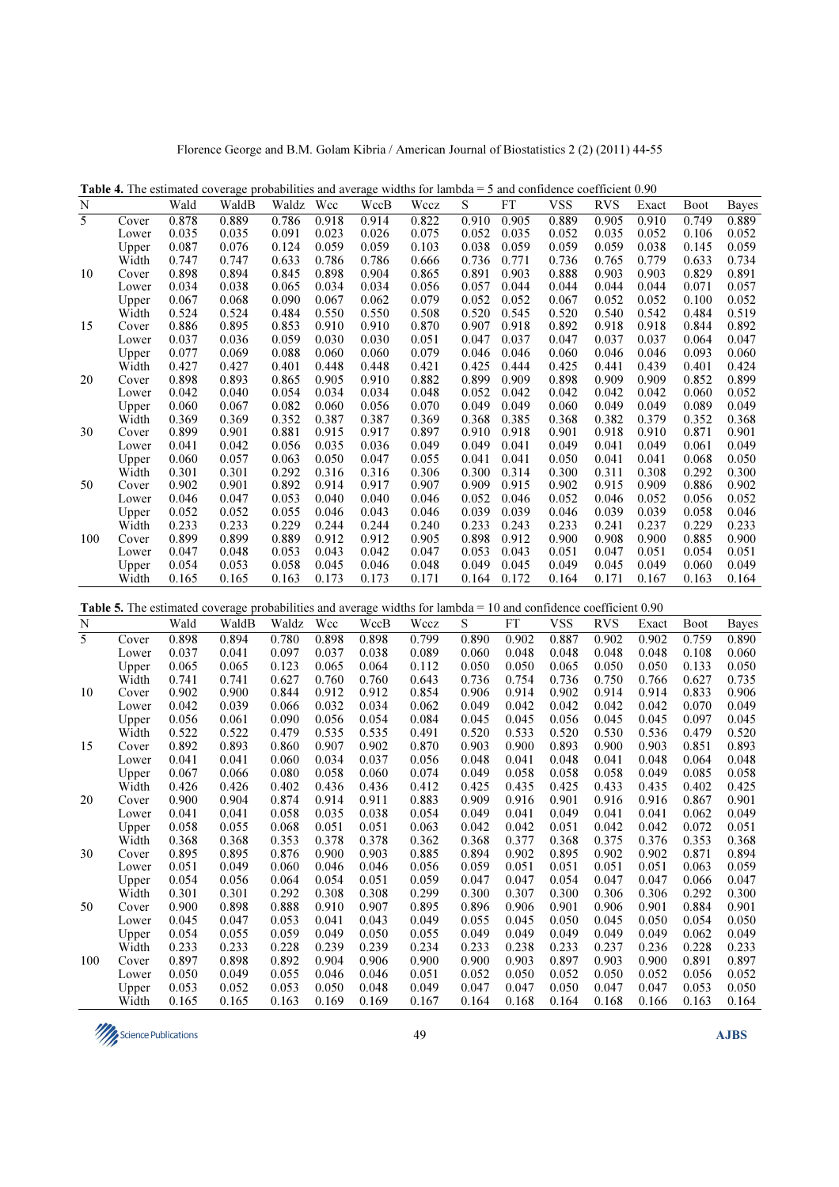**Table 4.** The estimated coverage probabilities and average widths for lambda = 5 and confidence coefficient 0.90

| N | | Wald | WaldB | Waldz | Wcc | WccB | Wccz | S | FT | VSS | RVS | Exact | Boot | Bayes |
|---|---|---|---|---|---|---|---|---|---|---|---|---|---|---|
| 5 | Cover | 0.878 | 0.889 | 0.786 | 0.918 | 0.914 | 0.822 | 0.910 | 0.905 | 0.889 | 0.905 | 0.910 | 0.749 | 0.889 |
| | Lower | 0.035 | 0.035 | 0.091 | 0.023 | 0.026 | 0.075 | 0.052 | 0.035 | 0.052 | 0.035 | 0.052 | 0.106 | 0.052 |
| | Upper | 0.087 | 0.076 | 0.124 | 0.059 | 0.059 | 0.103 | 0.038 | 0.059 | 0.059 | 0.059 | 0.038 | 0.145 | 0.059 |
| | Width | 0.747 | 0.747 | 0.633 | 0.786 | 0.786 | 0.666 | 0.736 | 0.771 | 0.736 | 0.765 | 0.779 | 0.633 | 0.734 |
| 10 | Cover | 0.898 | 0.894 | 0.845 | 0.898 | 0.904 | 0.865 | 0.891 | 0.903 | 0.888 | 0.903 | 0.903 | 0.829 | 0.891 |
| | Lower | 0.034 | 0.038 | 0.065 | 0.034 | 0.034 | 0.056 | 0.057 | 0.044 | 0.044 | 0.044 | 0.044 | 0.071 | 0.057 |
| | Upper | 0.067 | 0.068 | 0.090 | 0.067 | 0.062 | 0.079 | 0.052 | 0.052 | 0.067 | 0.052 | 0.052 | 0.100 | 0.052 |
| | Width | 0.524 | 0.524 | 0.484 | 0.550 | 0.550 | 0.508 | 0.520 | 0.545 | 0.520 | 0.540 | 0.542 | 0.484 | 0.519 |
| 15 | Cover | 0.886 | 0.895 | 0.853 | 0.910 | 0.910 | 0.870 | 0.907 | 0.918 | 0.892 | 0.918 | 0.918 | 0.844 | 0.892 |
| | Lower | 0.037 | 0.036 | 0.059 | 0.030 | 0.030 | 0.051 | 0.047 | 0.037 | 0.047 | 0.037 | 0.037 | 0.064 | 0.047 |
| | Upper | 0.077 | 0.069 | 0.088 | 0.060 | 0.060 | 0.079 | 0.046 | 0.046 | 0.060 | 0.046 | 0.046 | 0.093 | 0.060 |
| | Width | 0.427 | 0.427 | 0.401 | 0.448 | 0.448 | 0.421 | 0.425 | 0.444 | 0.425 | 0.441 | 0.439 | 0.401 | 0.424 |
| 20 | Cover | 0.898 | 0.893 | 0.865 | 0.905 | 0.910 | 0.882 | 0.899 | 0.909 | 0.898 | 0.909 | 0.909 | 0.852 | 0.899 |
| | Lower | 0.042 | 0.040 | 0.054 | 0.034 | 0.034 | 0.048 | 0.052 | 0.042 | 0.042 | 0.042 | 0.042 | 0.060 | 0.052 |
| | Upper | 0.060 | 0.067 | 0.082 | 0.060 | 0.056 | 0.070 | 0.049 | 0.049 | 0.060 | 0.049 | 0.049 | 0.089 | 0.049 |
| | Width | 0.369 | 0.369 | 0.352 | 0.387 | 0.387 | 0.369 | 0.368 | 0.385 | 0.368 | 0.382 | 0.379 | 0.352 | 0.368 |
| 30 | Cover | 0.899 | 0.901 | 0.881 | 0.915 | 0.917 | 0.897 | 0.910 | 0.918 | 0.901 | 0.918 | 0.910 | 0.871 | 0.901 |
| | Lower | 0.041 | 0.042 | 0.056 | 0.035 | 0.036 | 0.049 | 0.049 | 0.041 | 0.049 | 0.041 | 0.049 | 0.061 | 0.049 |
| | Upper | 0.060 | 0.057 | 0.063 | 0.050 | 0.047 | 0.055 | 0.041 | 0.041 | 0.050 | 0.041 | 0.041 | 0.068 | 0.050 |
| | Width | 0.301 | 0.301 | 0.292 | 0.316 | 0.316 | 0.306 | 0.300 | 0.314 | 0.300 | 0.311 | 0.308 | 0.292 | 0.300 |
| 50 | Cover | 0.902 | 0.901 | 0.892 | 0.914 | 0.917 | 0.907 | 0.909 | 0.915 | 0.902 | 0.915 | 0.909 | 0.886 | 0.902 |
| | Lower | 0.046 | 0.047 | 0.053 | 0.040 | 0.040 | 0.046 | 0.052 | 0.046 | 0.052 | 0.046 | 0.052 | 0.056 | 0.052 |
| | Upper | 0.052 | 0.052 | 0.055 | 0.046 | 0.043 | 0.046 | 0.039 | 0.039 | 0.046 | 0.039 | 0.039 | 0.058 | 0.046 |
| | Width | 0.233 | 0.233 | 0.229 | 0.244 | 0.244 | 0.240 | 0.233 | 0.243 | 0.233 | 0.241 | 0.237 | 0.229 | 0.233 |
| 100 | Cover | 0.899 | 0.899 | 0.889 | 0.912 | 0.912 | 0.905 | 0.898 | 0.912 | 0.900 | 0.908 | 0.900 | 0.885 | 0.900 |
| | Lower | 0.047 | 0.048 | 0.053 | 0.043 | 0.042 | 0.047 | 0.053 | 0.043 | 0.051 | 0.047 | 0.051 | 0.054 | 0.051 |
| | Upper | 0.054 | 0.053 | 0.058 | 0.045 | 0.046 | 0.048 | 0.049 | 0.045 | 0.049 | 0.045 | 0.049 | 0.060 | 0.049 |
| | Width | 0.165 | 0.165 | 0.163 | 0.173 | 0.173 | 0.171 | 0.164 | 0.172 | 0.164 | 0.171 | 0.167 | 0.163 | 0.164 |

**Table 5.** The estimated coverage probabilities and average widths for lambda = 10 and confidence coefficient 0.90

| N | | Wald | WaldB | Waldz | Wcc | WccB | Wccz | S | FT | VSS | RVS | Exact | Boot | Bayes |
|---|---|---|---|---|---|---|---|---|---|---|---|---|---|---|
| 5 | Cover | 0.898 | 0.894 | 0.780 | 0.898 | 0.898 | 0.799 | 0.890 | 0.902 | 0.887 | 0.902 | 0.902 | 0.759 | 0.890 |
| | Lower | 0.037 | 0.041 | 0.097 | 0.037 | 0.038 | 0.089 | 0.060 | 0.048 | 0.048 | 0.048 | 0.048 | 0.108 | 0.060 |
| | Upper | 0.065 | 0.065 | 0.123 | 0.065 | 0.064 | 0.112 | 0.050 | 0.050 | 0.065 | 0.050 | 0.050 | 0.133 | 0.050 |
| | Width | 0.741 | 0.741 | 0.627 | 0.760 | 0.760 | 0.643 | 0.736 | 0.754 | 0.736 | 0.750 | 0.766 | 0.627 | 0.735 |
| 10 | Cover | 0.902 | 0.900 | 0.844 | 0.912 | 0.912 | 0.854 | 0.906 | 0.914 | 0.902 | 0.914 | 0.914 | 0.833 | 0.906 |
| | Lower | 0.042 | 0.039 | 0.066 | 0.032 | 0.034 | 0.062 | 0.049 | 0.042 | 0.042 | 0.042 | 0.042 | 0.070 | 0.049 |
| | Upper | 0.056 | 0.061 | 0.090 | 0.056 | 0.054 | 0.084 | 0.045 | 0.045 | 0.056 | 0.045 | 0.045 | 0.097 | 0.045 |
| | Width | 0.522 | 0.522 | 0.479 | 0.535 | 0.535 | 0.491 | 0.520 | 0.533 | 0.520 | 0.530 | 0.536 | 0.479 | 0.520 |
| 15 | Cover | 0.892 | 0.893 | 0.860 | 0.907 | 0.902 | 0.870 | 0.903 | 0.900 | 0.893 | 0.900 | 0.903 | 0.851 | 0.893 |
| | Lower | 0.041 | 0.041 | 0.060 | 0.034 | 0.037 | 0.056 | 0.048 | 0.041 | 0.048 | 0.041 | 0.048 | 0.064 | 0.048 |
| | Upper | 0.067 | 0.066 | 0.080 | 0.058 | 0.060 | 0.074 | 0.049 | 0.058 | 0.058 | 0.058 | 0.049 | 0.085 | 0.058 |
| | Width | 0.426 | 0.426 | 0.402 | 0.436 | 0.436 | 0.412 | 0.425 | 0.435 | 0.425 | 0.433 | 0.435 | 0.402 | 0.425 |
| 20 | Cover | 0.900 | 0.904 | 0.874 | 0.914 | 0.911 | 0.883 | 0.909 | 0.916 | 0.901 | 0.916 | 0.916 | 0.867 | 0.901 |
| | Lower | 0.041 | 0.041 | 0.058 | 0.035 | 0.038 | 0.054 | 0.049 | 0.041 | 0.049 | 0.041 | 0.041 | 0.062 | 0.049 |
| | Upper | 0.058 | 0.055 | 0.068 | 0.051 | 0.051 | 0.063 | 0.042 | 0.042 | 0.051 | 0.042 | 0.042 | 0.072 | 0.051 |
| | Width | 0.368 | 0.368 | 0.353 | 0.378 | 0.378 | 0.362 | 0.368 | 0.377 | 0.368 | 0.375 | 0.376 | 0.353 | 0.368 |
| 30 | Cover | 0.895 | 0.895 | 0.876 | 0.900 | 0.903 | 0.885 | 0.894 | 0.902 | 0.895 | 0.902 | 0.902 | 0.871 | 0.894 |
| | Lower | 0.051 | 0.049 | 0.060 | 0.046 | 0.046 | 0.056 | 0.059 | 0.051 | 0.051 | 0.051 | 0.051 | 0.063 | 0.059 |
| | Upper | 0.054 | 0.056 | 0.064 | 0.054 | 0.051 | 0.059 | 0.047 | 0.047 | 0.054 | 0.047 | 0.047 | 0.066 | 0.047 |
| | Width | 0.301 | 0.301 | 0.292 | 0.308 | 0.308 | 0.299 | 0.300 | 0.307 | 0.300 | 0.306 | 0.306 | 0.292 | 0.300 |
| 50 | Cover | 0.900 | 0.898 | 0.888 | 0.910 | 0.907 | 0.895 | 0.896 | 0.906 | 0.901 | 0.906 | 0.901 | 0.884 | 0.901 |
| | Lower | 0.045 | 0.047 | 0.053 | 0.041 | 0.043 | 0.049 | 0.055 | 0.045 | 0.050 | 0.045 | 0.050 | 0.054 | 0.050 |
| | Upper | 0.054 | 0.055 | 0.059 | 0.049 | 0.050 | 0.055 | 0.049 | 0.049 | 0.049 | 0.049 | 0.049 | 0.062 | 0.049 |
| | Width | 0.233 | 0.233 | 0.228 | 0.239 | 0.239 | 0.234 | 0.233 | 0.238 | 0.233 | 0.237 | 0.236 | 0.228 | 0.233 |
| 100 | Cover | 0.897 | 0.898 | 0.892 | 0.904 | 0.906 | 0.900 | 0.900 | 0.903 | 0.897 | 0.903 | 0.900 | 0.891 | 0.897 |
| | Lower | 0.050 | 0.049 | 0.055 | 0.046 | 0.046 | 0.051 | 0.052 | 0.050 | 0.052 | 0.050 | 0.052 | 0.056 | 0.052 |
| | Upper | 0.053 | 0.052 | 0.053 | 0.050 | 0.048 | 0.049 | 0.047 | 0.047 | 0.050 | 0.047 | 0.047 | 0.053 | 0.050 |
| | Width | 0.165 | 0.165 | 0.163 | 0.169 | 0.169 | 0.167 | 0.164 | 0.168 | 0.164 | 0.168 | 0.166 | 0.163 | 0.164 |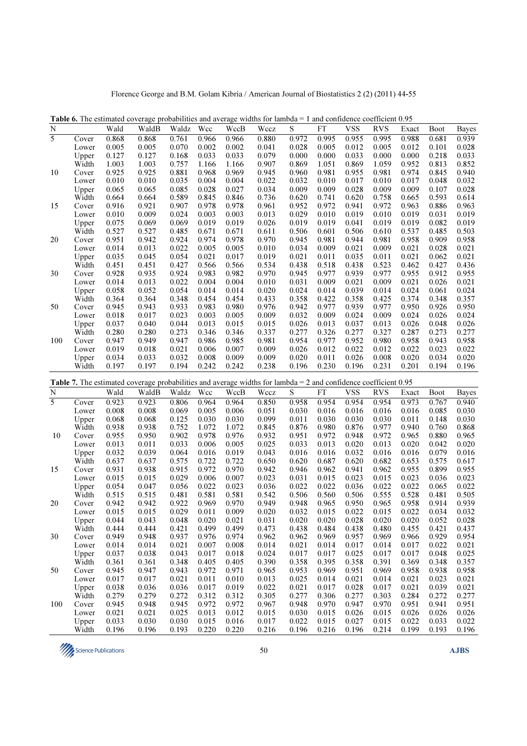**Table 6.** The estimated coverage probabilities and average widths for lambda = 1 and confidence coefficient 0.95

| N | | Wald | WaldB | Waldz | Wcc | WccB | Wccz | S | FT | VSS | RVS | Exact | Boot | Bayes |
|---|---|---|---|---|---|---|---|---|---|---|---|---|---|---|
| 5 | Cover | 0.868 | 0.868 | 0.761 | 0.966 | 0.966 | 0.880 | 0.972 | 0.995 | 0.955 | 0.995 | 0.988 | 0.681 | 0.939 |
| | Lower | 0.005 | 0.005 | 0.070 | 0.002 | 0.002 | 0.041 | 0.028 | 0.005 | 0.012 | 0.005 | 0.012 | 0.101 | 0.028 |
| | Upper | 0.127 | 0.127 | 0.168 | 0.033 | 0.033 | 0.079 | 0.000 | 0.000 | 0.033 | 0.000 | 0.000 | 0.218 | 0.033 |
| | Width | 1.003 | 1.003 | 0.757 | 1.166 | 1.166 | 0.907 | 0.869 | 1.051 | 0.869 | 1.059 | 0.952 | 0.813 | 0.852 |
| 10 | Cover | 0.925 | 0.925 | 0.881 | 0.968 | 0.969 | 0.945 | 0.960 | 0.981 | 0.955 | 0.981 | 0.974 | 0.845 | 0.940 |
| | Lower | 0.010 | 0.010 | 0.035 | 0.004 | 0.004 | 0.022 | 0.032 | 0.010 | 0.017 | 0.010 | 0.017 | 0.048 | 0.032 |
| | Upper | 0.065 | 0.065 | 0.085 | 0.028 | 0.027 | 0.034 | 0.009 | 0.009 | 0.028 | 0.009 | 0.009 | 0.107 | 0.028 |
| | Width | 0.664 | 0.664 | 0.589 | 0.845 | 0.846 | 0.736 | 0.620 | 0.741 | 0.620 | 0.758 | 0.665 | 0.593 | 0.614 |
| 15 | Cover | 0.916 | 0.921 | 0.907 | 0.978 | 0.978 | 0.961 | 0.952 | 0.972 | 0.941 | 0.972 | 0.963 | 0.886 | 0.963 |
| | Lower | 0.010 | 0.009 | 0.024 | 0.003 | 0.003 | 0.013 | 0.029 | 0.010 | 0.019 | 0.010 | 0.019 | 0.031 | 0.019 |
| | Upper | 0.075 | 0.069 | 0.069 | 0.019 | 0.019 | 0.026 | 0.019 | 0.019 | 0.041 | 0.019 | 0.019 | 0.082 | 0.019 |
| | Width | 0.527 | 0.527 | 0.485 | 0.671 | 0.671 | 0.611 | 0.506 | 0.601 | 0.506 | 0.610 | 0.537 | 0.485 | 0.503 |
| 20 | Cover | 0.951 | 0.942 | 0.924 | 0.974 | 0.978 | 0.970 | 0.945 | 0.981 | 0.944 | 0.981 | 0.958 | 0.909 | 0.958 |
| | Lower | 0.014 | 0.013 | 0.022 | 0.005 | 0.005 | 0.010 | 0.034 | 0.009 | 0.021 | 0.009 | 0.021 | 0.028 | 0.021 |
| | Upper | 0.035 | 0.045 | 0.054 | 0.021 | 0.017 | 0.019 | 0.021 | 0.011 | 0.035 | 0.011 | 0.021 | 0.062 | 0.021 |
| | Width | 0.451 | 0.451 | 0.427 | 0.566 | 0.566 | 0.534 | 0.438 | 0.518 | 0.438 | 0.523 | 0.462 | 0.427 | 0.436 |
| 30 | Cover | 0.928 | 0.935 | 0.924 | 0.983 | 0.982 | 0.970 | 0.945 | 0.977 | 0.939 | 0.977 | 0.955 | 0.912 | 0.955 |
| | Lower | 0.014 | 0.013 | 0.022 | 0.004 | 0.004 | 0.010 | 0.031 | 0.009 | 0.021 | 0.009 | 0.021 | 0.026 | 0.021 |
| | Upper | 0.058 | 0.052 | 0.054 | 0.014 | 0.014 | 0.020 | 0.024 | 0.014 | 0.039 | 0.014 | 0.024 | 0.061 | 0.024 |
| | Width | 0.364 | 0.364 | 0.348 | 0.454 | 0.454 | 0.433 | 0.358 | 0.422 | 0.358 | 0.425 | 0.374 | 0.348 | 0.357 |
| 50 | Cover | 0.945 | 0.943 | 0.933 | 0.983 | 0.980 | 0.976 | 0.942 | 0.977 | 0.939 | 0.977 | 0.950 | 0.926 | 0.950 |
| | Lower | 0.018 | 0.017 | 0.023 | 0.003 | 0.005 | 0.009 | 0.032 | 0.009 | 0.024 | 0.009 | 0.024 | 0.026 | 0.024 |
| | Upper | 0.037 | 0.040 | 0.044 | 0.013 | 0.015 | 0.015 | 0.026 | 0.013 | 0.037 | 0.013 | 0.026 | 0.048 | 0.026 |
| | Width | 0.280 | 0.280 | 0.273 | 0.346 | 0.346 | 0.337 | 0.277 | 0.326 | 0.277 | 0.327 | 0.287 | 0.273 | 0.277 |
| 100 | Cover | 0.947 | 0.949 | 0.947 | 0.986 | 0.985 | 0.981 | 0.954 | 0.977 | 0.952 | 0.980 | 0.958 | 0.943 | 0.958 |
| | Lower | 0.019 | 0.018 | 0.021 | 0.006 | 0.007 | 0.009 | 0.026 | 0.012 | 0.022 | 0.012 | 0.022 | 0.023 | 0.022 |
| | Upper | 0.034 | 0.033 | 0.032 | 0.008 | 0.009 | 0.009 | 0.020 | 0.011 | 0.026 | 0.008 | 0.020 | 0.034 | 0.020 |
| | Width | 0.197 | 0.197 | 0.194 | 0.242 | 0.242 | 0.238 | 0.196 | 0.230 | 0.196 | 0.231 | 0.201 | 0.194 | 0.196 |

**Table 7.** The estimated coverage probabilities and average widths for lambda = 2 and confidence coefficient 0.95

| N | | Wald | WaldB | Waldz | Wcc | WccB | Wccz | S | FT | VSS | RVS | Exact | Boot | Bayes |
|---|---|---|---|---|---|---|---|---|---|---|---|---|---|---|
| 5 | Cover | 0.923 | 0.923 | 0.806 | 0.964 | 0.964 | 0.850 | 0.958 | 0.954 | 0.954 | 0.954 | 0.973 | 0.767 | 0.940 |
| | Lower | 0.008 | 0.008 | 0.069 | 0.005 | 0.006 | 0.051 | 0.030 | 0.016 | 0.016 | 0.016 | 0.016 | 0.085 | 0.030 |
| | Upper | 0.068 | 0.068 | 0.125 | 0.030 | 0.030 | 0.099 | 0.011 | 0.030 | 0.030 | 0.030 | 0.011 | 0.148 | 0.030 |
| | Width | 0.938 | 0.938 | 0.752 | 1.072 | 1.072 | 0.845 | 0.876 | 0.980 | 0.876 | 0.977 | 0.940 | 0.760 | 0.868 |
| 10 | Cover | 0.955 | 0.950 | 0.902 | 0.978 | 0.976 | 0.932 | 0.951 | 0.972 | 0.948 | 0.972 | 0.965 | 0.880 | 0.965 |
| | Lower | 0.013 | 0.011 | 0.033 | 0.006 | 0.005 | 0.025 | 0.033 | 0.013 | 0.020 | 0.013 | 0.020 | 0.042 | 0.020 |
| | Upper | 0.032 | 0.039 | 0.064 | 0.016 | 0.019 | 0.043 | 0.016 | 0.016 | 0.032 | 0.016 | 0.016 | 0.079 | 0.016 |
| | Width | 0.637 | 0.637 | 0.575 | 0.722 | 0.722 | 0.650 | 0.620 | 0.687 | 0.620 | 0.682 | 0.653 | 0.575 | 0.617 |
| 15 | Cover | 0.931 | 0.938 | 0.915 | 0.972 | 0.970 | 0.942 | 0.946 | 0.962 | 0.941 | 0.962 | 0.955 | 0.899 | 0.955 |
| | Lower | 0.015 | 0.015 | 0.029 | 0.006 | 0.007 | 0.023 | 0.031 | 0.015 | 0.023 | 0.015 | 0.023 | 0.036 | 0.023 |
| | Upper | 0.054 | 0.047 | 0.056 | 0.022 | 0.023 | 0.036 | 0.022 | 0.022 | 0.036 | 0.022 | 0.022 | 0.065 | 0.022 |
| | Width | 0.515 | 0.515 | 0.481 | 0.581 | 0.581 | 0.542 | 0.506 | 0.560 | 0.506 | 0.555 | 0.528 | 0.481 | 0.505 |
| 20 | Cover | 0.942 | 0.942 | 0.922 | 0.969 | 0.970 | 0.949 | 0.948 | 0.965 | 0.950 | 0.965 | 0.958 | 0.914 | 0.939 |
| | Lower | 0.015 | 0.015 | 0.029 | 0.011 | 0.009 | 0.020 | 0.032 | 0.015 | 0.022 | 0.015 | 0.022 | 0.034 | 0.032 |
| | Upper | 0.044 | 0.043 | 0.048 | 0.020 | 0.021 | 0.031 | 0.020 | 0.020 | 0.028 | 0.020 | 0.020 | 0.052 | 0.028 |
| | Width | 0.444 | 0.444 | 0.421 | 0.499 | 0.499 | 0.473 | 0.438 | 0.484 | 0.438 | 0.480 | 0.455 | 0.421 | 0.437 |
| 30 | Cover | 0.949 | 0.948 | 0.937 | 0.976 | 0.974 | 0.962 | 0.962 | 0.969 | 0.957 | 0.969 | 0.966 | 0.929 | 0.954 |
| | Lower | 0.014 | 0.014 | 0.021 | 0.007 | 0.008 | 0.014 | 0.021 | 0.014 | 0.017 | 0.014 | 0.017 | 0.022 | 0.021 |
| | Upper | 0.037 | 0.038 | 0.043 | 0.017 | 0.018 | 0.024 | 0.017 | 0.017 | 0.025 | 0.017 | 0.017 | 0.048 | 0.025 |
| | Width | 0.361 | 0.361 | 0.348 | 0.405 | 0.405 | 0.390 | 0.358 | 0.395 | 0.358 | 0.391 | 0.369 | 0.348 | 0.357 |
| 50 | Cover | 0.945 | 0.947 | 0.943 | 0.972 | 0.971 | 0.965 | 0.953 | 0.969 | 0.951 | 0.969 | 0.958 | 0.938 | 0.958 |
| | Lower | 0.017 | 0.017 | 0.021 | 0.011 | 0.010 | 0.013 | 0.025 | 0.014 | 0.021 | 0.014 | 0.021 | 0.023 | 0.021 |
| | Upper | 0.038 | 0.036 | 0.036 | 0.017 | 0.019 | 0.022 | 0.021 | 0.017 | 0.028 | 0.017 | 0.021 | 0.039 | 0.021 |
| | Width | 0.279 | 0.279 | 0.272 | 0.312 | 0.312 | 0.305 | 0.277 | 0.306 | 0.277 | 0.303 | 0.284 | 0.272 | 0.277 |
| 100 | Cover | 0.945 | 0.948 | 0.945 | 0.972 | 0.972 | 0.967 | 0.948 | 0.970 | 0.947 | 0.970 | 0.951 | 0.941 | 0.951 |
| | Lower | 0.021 | 0.021 | 0.025 | 0.013 | 0.012 | 0.015 | 0.030 | 0.015 | 0.026 | 0.015 | 0.026 | 0.026 | 0.026 |
| | Upper | 0.033 | 0.030 | 0.030 | 0.015 | 0.016 | 0.017 | 0.022 | 0.015 | 0.027 | 0.015 | 0.022 | 0.033 | 0.022 |
| | Width | 0.196 | 0.196 | 0.193 | 0.220 | 0.220 | 0.216 | 0.196 | 0.216 | 0.196 | 0.214 | 0.199 | 0.193 | 0.196 |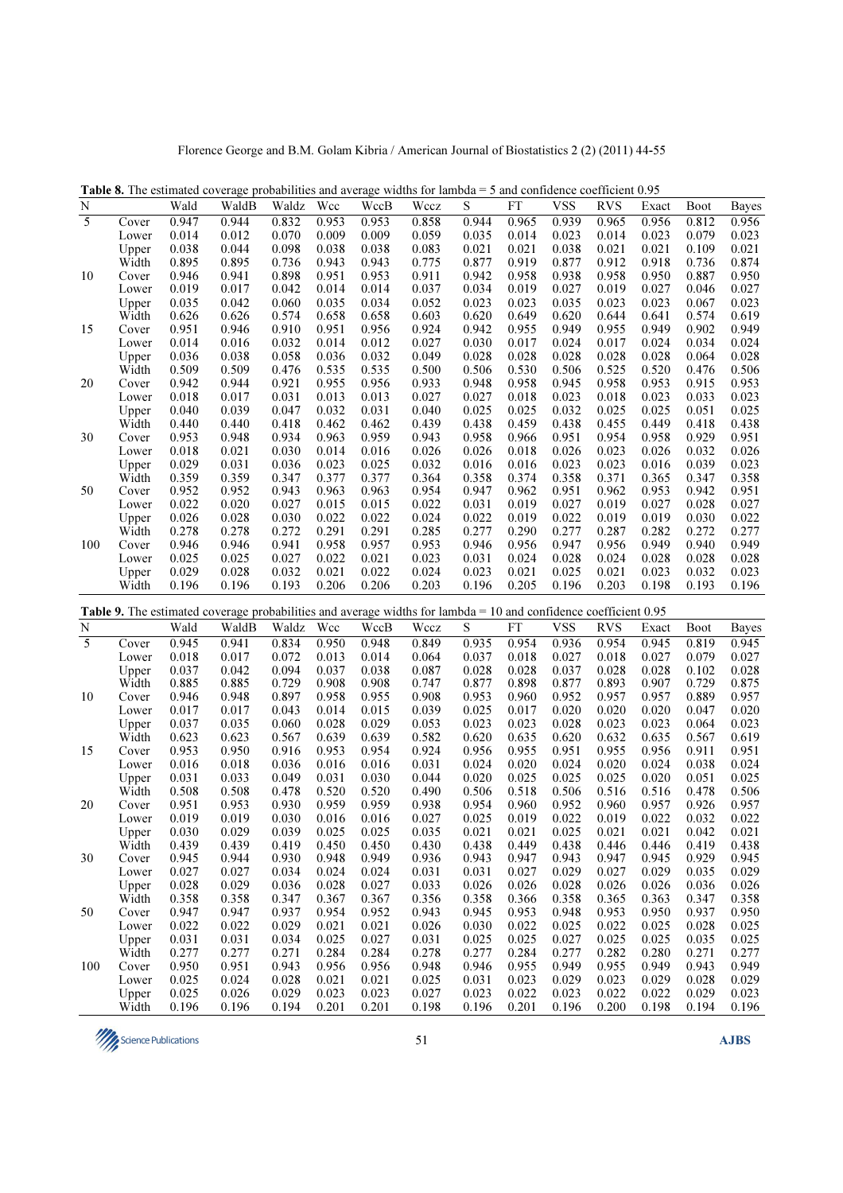**Table 8.** The estimated coverage probabilities and average widths for lambda = 5 and confidence coefficient 0.95

| N | | Wald | WaldB | Waldz | Wcc | WccB | Wccz | S | FT | VSS | RVS | Exact | Boot | Bayes |
|---|---|---|---|---|---|---|---|---|---|---|---|---|---|---|
| 5 | Cover | 0.947 | 0.944 | 0.832 | 0.953 | 0.953 | 0.858 | 0.944 | 0.965 | 0.939 | 0.965 | 0.956 | 0.812 | 0.956 |
| | Lower | 0.014 | 0.012 | 0.070 | 0.009 | 0.009 | 0.059 | 0.035 | 0.014 | 0.023 | 0.014 | 0.023 | 0.079 | 0.023 |
| | Upper | 0.038 | 0.044 | 0.098 | 0.038 | 0.038 | 0.083 | 0.021 | 0.021 | 0.038 | 0.021 | 0.021 | 0.109 | 0.021 |
| | Width | 0.895 | 0.895 | 0.736 | 0.943 | 0.943 | 0.775 | 0.877 | 0.919 | 0.877 | 0.912 | 0.918 | 0.736 | 0.874 |
| 10 | Cover | 0.946 | 0.941 | 0.898 | 0.951 | 0.953 | 0.911 | 0.942 | 0.958 | 0.938 | 0.958 | 0.950 | 0.887 | 0.950 |
| | Lower | 0.019 | 0.017 | 0.042 | 0.014 | 0.014 | 0.037 | 0.034 | 0.019 | 0.027 | 0.019 | 0.027 | 0.046 | 0.027 |
| | Upper | 0.035 | 0.042 | 0.060 | 0.035 | 0.034 | 0.052 | 0.023 | 0.023 | 0.035 | 0.023 | 0.023 | 0.067 | 0.023 |
| | Width | 0.626 | 0.626 | 0.574 | 0.658 | 0.658 | 0.603 | 0.620 | 0.649 | 0.620 | 0.644 | 0.641 | 0.574 | 0.619 |
| 15 | Cover | 0.951 | 0.946 | 0.910 | 0.951 | 0.956 | 0.924 | 0.942 | 0.955 | 0.949 | 0.955 | 0.949 | 0.902 | 0.949 |
| | Lower | 0.014 | 0.016 | 0.032 | 0.014 | 0.012 | 0.027 | 0.030 | 0.017 | 0.024 | 0.017 | 0.024 | 0.034 | 0.024 |
| | Upper | 0.036 | 0.038 | 0.058 | 0.036 | 0.032 | 0.049 | 0.028 | 0.028 | 0.028 | 0.028 | 0.028 | 0.064 | 0.028 |
| | Width | 0.509 | 0.509 | 0.476 | 0.535 | 0.535 | 0.500 | 0.506 | 0.530 | 0.506 | 0.525 | 0.520 | 0.476 | 0.506 |
| 20 | Cover | 0.942 | 0.944 | 0.921 | 0.955 | 0.956 | 0.933 | 0.948 | 0.958 | 0.945 | 0.958 | 0.953 | 0.915 | 0.953 |
| | Lower | 0.018 | 0.017 | 0.031 | 0.013 | 0.013 | 0.027 | 0.027 | 0.018 | 0.023 | 0.018 | 0.023 | 0.033 | 0.023 |
| | Upper | 0.040 | 0.039 | 0.047 | 0.032 | 0.031 | 0.040 | 0.025 | 0.025 | 0.032 | 0.025 | 0.025 | 0.051 | 0.025 |
| | Width | 0.440 | 0.440 | 0.418 | 0.462 | 0.462 | 0.439 | 0.438 | 0.459 | 0.438 | 0.455 | 0.449 | 0.418 | 0.438 |
| 30 | Cover | 0.953 | 0.948 | 0.934 | 0.963 | 0.959 | 0.943 | 0.958 | 0.966 | 0.951 | 0.954 | 0.958 | 0.929 | 0.951 |
| | Lower | 0.018 | 0.021 | 0.030 | 0.014 | 0.016 | 0.026 | 0.026 | 0.018 | 0.026 | 0.023 | 0.026 | 0.032 | 0.026 |
| | Upper | 0.029 | 0.031 | 0.036 | 0.023 | 0.025 | 0.032 | 0.016 | 0.016 | 0.023 | 0.023 | 0.016 | 0.039 | 0.023 |
| | Width | 0.359 | 0.359 | 0.347 | 0.377 | 0.377 | 0.364 | 0.358 | 0.374 | 0.358 | 0.371 | 0.365 | 0.347 | 0.358 |
| 50 | Cover | 0.952 | 0.952 | 0.943 | 0.963 | 0.963 | 0.954 | 0.947 | 0.962 | 0.951 | 0.962 | 0.953 | 0.942 | 0.951 |
| | Lower | 0.022 | 0.020 | 0.027 | 0.015 | 0.015 | 0.022 | 0.031 | 0.019 | 0.027 | 0.019 | 0.027 | 0.028 | 0.027 |
| | Upper | 0.026 | 0.028 | 0.030 | 0.022 | 0.022 | 0.024 | 0.022 | 0.019 | 0.022 | 0.019 | 0.019 | 0.030 | 0.022 |
| | Width | 0.278 | 0.278 | 0.272 | 0.291 | 0.291 | 0.285 | 0.277 | 0.290 | 0.277 | 0.287 | 0.282 | 0.272 | 0.277 |
| 100 | Cover | 0.946 | 0.946 | 0.941 | 0.958 | 0.957 | 0.953 | 0.946 | 0.956 | 0.947 | 0.956 | 0.949 | 0.940 | 0.949 |
| | Lower | 0.025 | 0.025 | 0.027 | 0.022 | 0.021 | 0.023 | 0.031 | 0.024 | 0.028 | 0.024 | 0.028 | 0.028 | 0.028 |
| | Upper | 0.029 | 0.028 | 0.032 | 0.021 | 0.022 | 0.024 | 0.023 | 0.021 | 0.025 | 0.021 | 0.023 | 0.032 | 0.023 |
| | Width | 0.196 | 0.196 | 0.193 | 0.206 | 0.206 | 0.203 | 0.196 | 0.205 | 0.196 | 0.203 | 0.198 | 0.193 | 0.196 |

**Table 9.** The estimated coverage probabilities and average widths for lambda = 10 and confidence coefficient 0.95

| N | | Wald | WaldB | Waldz | Wcc | WccB | Wccz | S | FT | VSS | RVS | Exact | Boot | Bayes |
|---|---|---|---|---|---|---|---|---|---|---|---|---|---|---|
| 5 | Cover | 0.945 | 0.941 | 0.834 | 0.950 | 0.948 | 0.849 | 0.935 | 0.954 | 0.936 | 0.954 | 0.945 | 0.819 | 0.945 |
| | Lower | 0.018 | 0.017 | 0.072 | 0.013 | 0.014 | 0.064 | 0.037 | 0.018 | 0.027 | 0.018 | 0.027 | 0.079 | 0.027 |
| | Upper | 0.037 | 0.042 | 0.094 | 0.037 | 0.038 | 0.087 | 0.028 | 0.028 | 0.037 | 0.028 | 0.028 | 0.102 | 0.028 |
| | Width | 0.885 | 0.885 | 0.729 | 0.908 | 0.908 | 0.747 | 0.877 | 0.898 | 0.877 | 0.893 | 0.907 | 0.729 | 0.875 |
| 10 | Cover | 0.946 | 0.948 | 0.897 | 0.958 | 0.955 | 0.908 | 0.953 | 0.960 | 0.952 | 0.957 | 0.957 | 0.889 | 0.957 |
| | Lower | 0.017 | 0.017 | 0.043 | 0.014 | 0.015 | 0.039 | 0.025 | 0.017 | 0.020 | 0.020 | 0.020 | 0.047 | 0.020 |
| | Upper | 0.037 | 0.035 | 0.060 | 0.028 | 0.029 | 0.053 | 0.023 | 0.023 | 0.028 | 0.023 | 0.023 | 0.064 | 0.023 |
| | Width | 0.623 | 0.623 | 0.567 | 0.639 | 0.639 | 0.582 | 0.620 | 0.635 | 0.620 | 0.632 | 0.635 | 0.567 | 0.619 |
| 15 | Cover | 0.953 | 0.950 | 0.916 | 0.953 | 0.954 | 0.924 | 0.956 | 0.955 | 0.951 | 0.955 | 0.956 | 0.911 | 0.951 |
| | Lower | 0.016 | 0.018 | 0.036 | 0.016 | 0.016 | 0.031 | 0.024 | 0.020 | 0.024 | 0.020 | 0.024 | 0.038 | 0.024 |
| | Upper | 0.031 | 0.033 | 0.049 | 0.031 | 0.030 | 0.044 | 0.020 | 0.025 | 0.025 | 0.025 | 0.020 | 0.051 | 0.025 |
| | Width | 0.508 | 0.508 | 0.478 | 0.520 | 0.520 | 0.490 | 0.506 | 0.518 | 0.506 | 0.516 | 0.516 | 0.478 | 0.506 |
| 20 | Cover | 0.951 | 0.953 | 0.930 | 0.959 | 0.959 | 0.938 | 0.954 | 0.960 | 0.952 | 0.960 | 0.957 | 0.926 | 0.957 |
| | Lower | 0.019 | 0.019 | 0.030 | 0.016 | 0.016 | 0.027 | 0.025 | 0.019 | 0.022 | 0.019 | 0.022 | 0.032 | 0.022 |
| | Upper | 0.030 | 0.029 | 0.039 | 0.025 | 0.025 | 0.035 | 0.021 | 0.021 | 0.025 | 0.021 | 0.021 | 0.042 | 0.021 |
| | Width | 0.439 | 0.439 | 0.419 | 0.450 | 0.450 | 0.430 | 0.438 | 0.449 | 0.438 | 0.446 | 0.446 | 0.419 | 0.438 |
| 30 | Cover | 0.945 | 0.944 | 0.930 | 0.948 | 0.949 | 0.936 | 0.943 | 0.947 | 0.943 | 0.947 | 0.945 | 0.929 | 0.945 |
| | Lower | 0.027 | 0.027 | 0.034 | 0.024 | 0.024 | 0.031 | 0.031 | 0.027 | 0.029 | 0.027 | 0.029 | 0.035 | 0.029 |
| | Upper | 0.028 | 0.029 | 0.036 | 0.028 | 0.027 | 0.033 | 0.026 | 0.026 | 0.028 | 0.026 | 0.026 | 0.036 | 0.026 |
| | Width | 0.358 | 0.358 | 0.347 | 0.367 | 0.367 | 0.356 | 0.358 | 0.366 | 0.358 | 0.365 | 0.363 | 0.347 | 0.358 |
| 50 | Cover | 0.947 | 0.947 | 0.937 | 0.954 | 0.952 | 0.943 | 0.945 | 0.953 | 0.948 | 0.953 | 0.950 | 0.937 | 0.950 |
| | Lower | 0.022 | 0.022 | 0.029 | 0.021 | 0.021 | 0.026 | 0.030 | 0.022 | 0.025 | 0.022 | 0.025 | 0.028 | 0.025 |
| | Upper | 0.031 | 0.031 | 0.034 | 0.025 | 0.027 | 0.031 | 0.025 | 0.025 | 0.027 | 0.025 | 0.025 | 0.035 | 0.025 |
| | Width | 0.277 | 0.277 | 0.271 | 0.284 | 0.284 | 0.278 | 0.277 | 0.284 | 0.277 | 0.282 | 0.280 | 0.271 | 0.277 |
| 100 | Cover | 0.950 | 0.951 | 0.943 | 0.956 | 0.956 | 0.948 | 0.946 | 0.955 | 0.949 | 0.955 | 0.949 | 0.943 | 0.949 |
| | Lower | 0.025 | 0.024 | 0.028 | 0.021 | 0.021 | 0.025 | 0.031 | 0.023 | 0.029 | 0.023 | 0.029 | 0.028 | 0.029 |
| | Upper | 0.025 | 0.026 | 0.029 | 0.023 | 0.023 | 0.027 | 0.023 | 0.022 | 0.023 | 0.022 | 0.022 | 0.029 | 0.023 |
| | Width | 0.196 | 0.196 | 0.194 | 0.201 | 0.201 | 0.198 | 0.196 | 0.201 | 0.196 | 0.200 | 0.198 | 0.194 | 0.196 |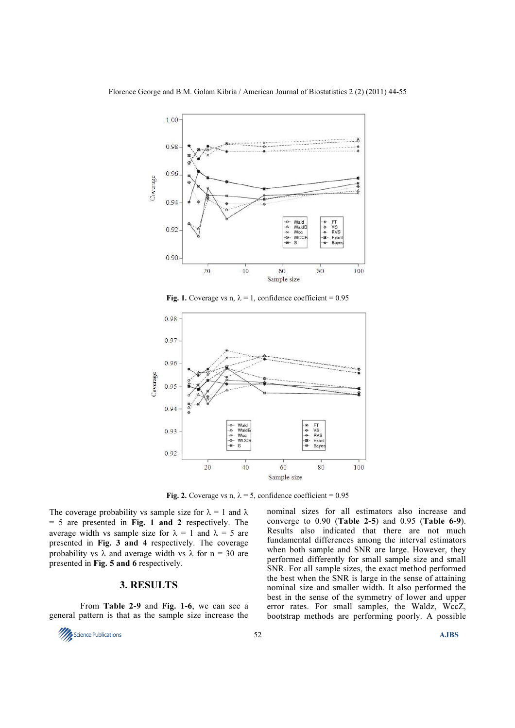**Fig. 1.** Coverage vs n, $\lambda = 1$, confidence coefficient = 0.95

**Fig. 2.** Coverage vs n, $\lambda = 5$, confidence coefficient = 0.95

The coverage probability vs sample size for $\lambda = 1$ and $\lambda = 5$ are presented in **Fig. 1 and 2** respectively. The average width vs sample size for $\lambda = 1$ and $\lambda = 5$ are presented in **Fig. 3 and 4** respectively. The coverage probability vs $\lambda$ and average width vs $\lambda$ for n = 30 are presented in **Fig. 5 and 6** respectively.

## 3. RESULTS

From **Table 2-9** and **Fig. 1-6**, we can see a general pattern is that as the sample size increase the nominal sizes for all estimators also increase and converge to 0.90 (**Table 2-5**) and 0.95 (**Table 6-9**). Results also indicated that there are not much fundamental differences among the interval estimators when both sample and SNR are large. However, they performed differently for small sample size and small SNR. For all sample sizes, the exact method performed the best when the SNR is large in the sense of attaining nominal size and smaller width. It also performed the best in the sense of the symmetry of lower and upper error rates. For small samples, the Waldz, WccZ, bootstrap methods are performing poorly. A possible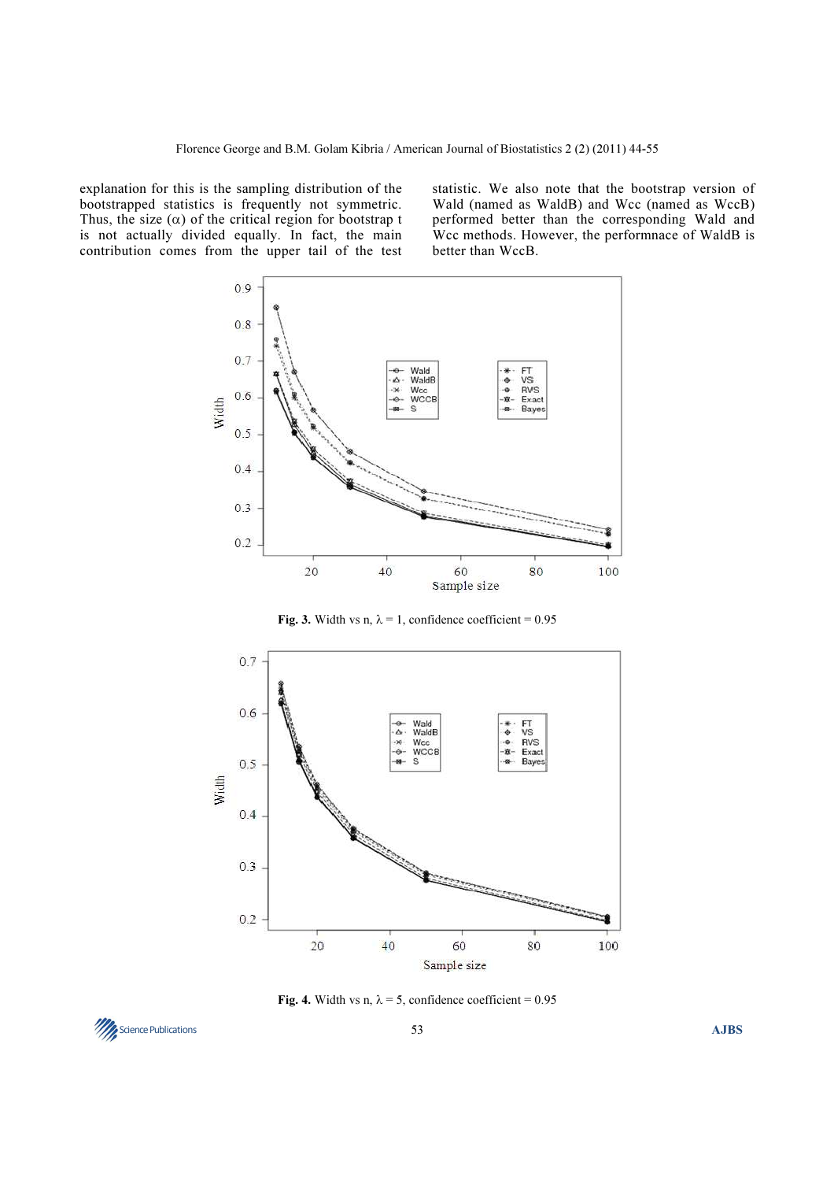explanation for this is the sampling distribution of the bootstrapped statistics is frequently not symmetric. Thus, the size ($\alpha$) of the critical region for bootstrap t is not actually divided equally. In fact, the main contribution comes from the upper tail of the test statistic. We also note that the bootstrap version of Wald (named as WaldB) and Wcc (named as WccB) performed better than the corresponding Wald and Wcc methods. However, the performnace of WaldB is better than WccB.

**Fig. 3.** Width vs n, $\lambda = 1$, confidence coefficient = 0.95

**Fig. 4.** Width vs n, $\lambda = 5$, confidence coefficient = 0.95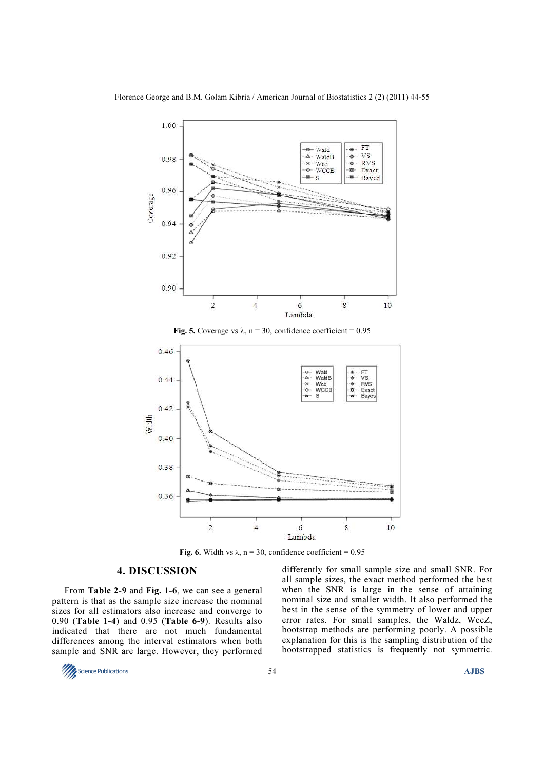Fig. 5. Coverage vs λ, n = 30, confidence coefficient = 0.95

Fig. 6. Width vs λ, n = 30, confidence coefficient = 0.95

## 4. DISCUSSION

From **Table 2-9** and **Fig. 1-6**, we can see a general pattern is that as the sample size increase the nominal sizes for all estimators also increase and converge to 0.90 (**Table 1-4**) and 0.95 (**Table 6-9**). Results also indicated that there are not much fundamental differences among the interval estimators when both sample and SNR are large. However, they performed differently for small sample size and small SNR. For all sample sizes, the exact method performed the best when the SNR is large in the sense of attaining nominal size and smaller width. It also performed the best in the sense of the symmetry of lower and upper error rates. For small samples, the Waldz, WccZ, bootstrap methods are performing poorly. A possible explanation for this is the sampling distribution of the bootstrapped statistics is frequently not symmetric.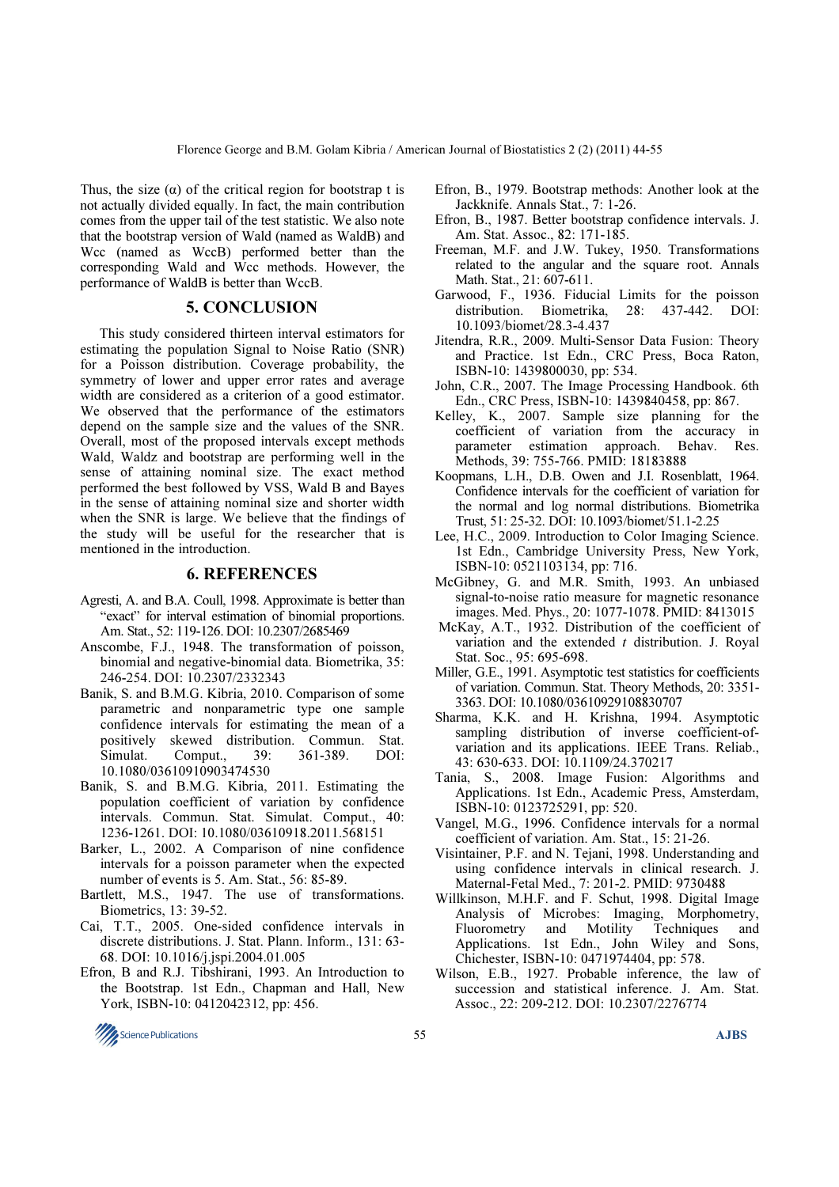Thus, the size ($\alpha$) of the critical region for bootstrap t is not actually equally divided equally. In fact, the main contribution comes from the upper tail of the test statistic. We also note that the bootstrap version of Wald (named as WaldB) and Wcc (named as WccB) performed better than the corresponding Wald and Wcc methods. However, the performance of WaldB is better than WccB.

## 5. CONCLUSION

This study considered thirteen interval estimators for estimating the population Signal to Noise Ratio (SNR) for a Poisson distribution. Coverage probability, the symmetry of lower and upper error rates and average width are considered as a criterion of a good estimator. We observed that the performance of the estimators depend on the sample size and the values of the SNR. Overall, most of the proposed intervals except methods Wald, Waldz and bootstrap are performing well in the sense of attaining nominal size. The exact method performed the best followed by VSS, Wald B and Bayes in the sense of attaining nominal size and shorter width when the SNR is large. We believe that the findings of the study will be useful for the researcher that is mentioned in the introduction.

## 6. REFERENCES

Agresti, A. and B.A. Coull, 1998. Approximate is better than "exact" for interval estimation of binomial proportions. Am. Stat., 52: 119-126. DOI: 10.2307/2685469

Anscombe, F.J., 1948. The transformation of poisson, binomial and negative-binomial data. Biometrika, 35: 246-254. DOI: 10.2307/2332343

Banik, S. and B.M.G. Kibria, 2010. Comparison of some parametric and nonparametric type one sample confidence intervals for estimating the mean of a positively skewed distribution. Commun. Stat. Simulat. Comput., 39: 361-389. DOI: 10.1080/03610910903474530

Banik, S. and B.M.G. Kibria, 2011. Estimating the population coefficient of variation by confidence intervals. Commun. Stat. Simulat. Comput., 40: 1236-1261. DOI: 10.1080/03610918.2011.568151

Barker, L., 2002. A Comparison of nine confidence intervals for a poisson parameter when the expected number of events is 5. Am. Stat., 56: 85-89.

Bartlett, M.S., 1947. The use of transformations. Biometrics, 13: 39-52.

Cai, T.T., 2005. One-sided confidence intervals in discrete distributions. J. Stat. Plann. Inform., 131: 63-68. DOI: 10.1016/j.jspi.2004.01.005

Efron, B and R.J. Tibshirani, 1993. An Introduction to the Bootstrap. 1st Edn., Chapman and Hall, New York, ISBN-10: 0412042312, pp: 456.

Efron, B., 1979. Bootstrap methods: Another look at the Jackknife. Annals Stat., 7: 1-26.

Efron, B., 1987. Better bootstrap confidence intervals. J. Am. Stat. Assoc., 82: 171-185.

Freeman, M.F. and J.W. Tukey, 1950. Transformations related to the angular and the square root. Annals Math. Stat., 21: 607-611.

Garwood, F., 1936. Fiducial Limits for the poisson distribution. Biometrika, 28: 437-442. DOI: 10.1093/biomet/28.3-4.437

Jitendra, R.R., 2009. Multi-Sensor Data Fusion: Theory and Practice. 1st Edn., CRC Press, Boca Raton, ISBN-10: 1439800030, pp: 534.

John, C.R., 2007. The Image Processing Handbook. 6th Edn., CRC Press, ISBN-10: 1439840458, pp: 867.

Kelley, K., 2007. Sample size planning for the coefficient of variation from the accuracy in parameter estimation approach. Behav. Res. Methods, 39: 755-766. PMID: 18183888

Koopmans, L.H., D.B. Owen and J.I. Rosenblatt, 1964. Confidence intervals for the coefficient of variation for the normal and log normal distributions. Biometrika Trust, 51: 25-32. DOI: 10.1093/biomet/51.1-2.25

Lee, H.C., 2009. Introduction to Color Imaging Science. 1st Edn., Cambridge University Press, New York, ISBN-10: 0521103134, pp: 716.

McGibney, G. and M.R. Smith, 1993. An unbiased signal-to-noise ratio measure for magnetic resonance images. Med. Phys., 20: 1077-1078. PMID: 8413015

McKay, A.T., 1932. Distribution of the coefficient of variation and the extended *t* distribution. J. Royal Stat. Soc., 95: 695-698.

Miller, G.E., 1991. Asymptotic test statistics for coefficients of variation. Commun. Stat. Theory Methods, 20: 3351-3363. DOI: 10.1080/03610929108830707

Sharma, K.K. and H. Krishna, 1994. Asymptotic sampling distribution of inverse coefficient-of-variation and its applications. IEEE Trans. Reliab., 43: 630-633. DOI: 10.1109/24.370217

Tania, S., 2008. Image Fusion: Algorithms and Applications. 1st Edn., Academic Press, Amsterdam, ISBN-10: 0123725291, pp: 520.

Vangel, M.G., 1996. Confidence intervals for a normal coefficient of variation. Am. Stat., 15: 21-26.

Visintainer, P.F. and N. Tejani, 1998. Understanding and using confidence intervals in clinical research. J. Maternal-Fetal Med., 7: 201-2. PMID: 9730488

Willkinson, M.H.F. and F. Schut, 1998. Digital Image Analysis of Microbes: Imaging, Morphometry, Fluorometry and Motility Techniques and Applications. 1st Edn., John Wiley and Sons, Chichester, ISBN-10: 0471974404, pp: 578.

Wilson, E.B., 1927. Probable inference, the law of succession and statistical inference. J. Am. Stat. Assoc., 22: 209-212. DOI: 10.2307/2276774